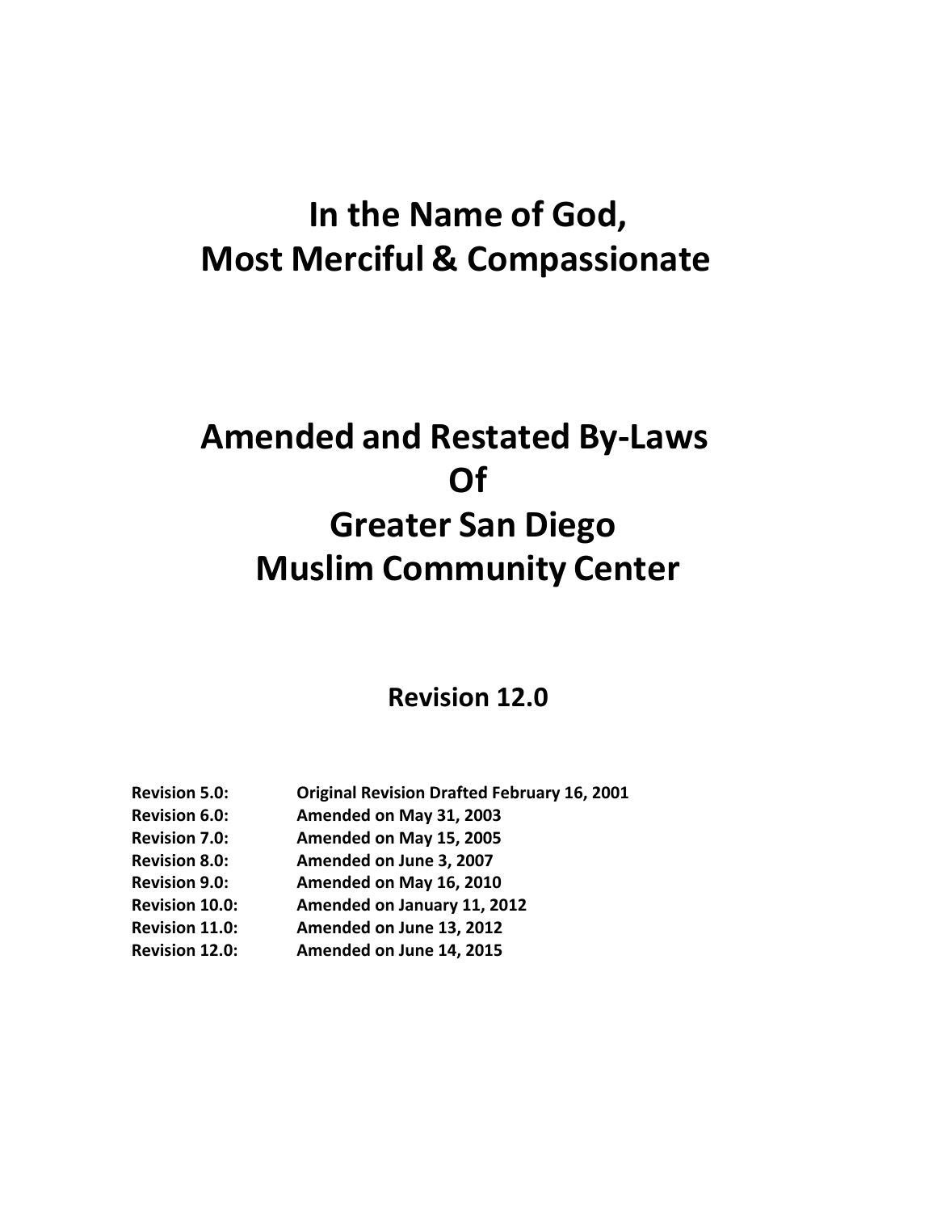# In the Name of God, Most Merciful & Compassionate

# Amended and Restated By-Laws Of Greater San Diego Muslim Community Center

## Revision 12.0

| | |
|---|---|
| **Revision 5.0:** | **Original Revision Drafted February 16, 2001** |
| **Revision 6.0:** | **Amended on May 31, 2003** |
| **Revision 7.0:** | **Amended on May 15, 2005** |
| **Revision 8.0:** | **Amended on June 3, 2007** |
| **Revision 9.0:** | **Amended on May 16, 2010** |
| **Revision 10.0:** | **Amended on January 11, 2012** |
| **Revision 11.0:** | **Amended on June 13, 2012** |
| **Revision 12.0:** | **Amended on June 14, 2015** |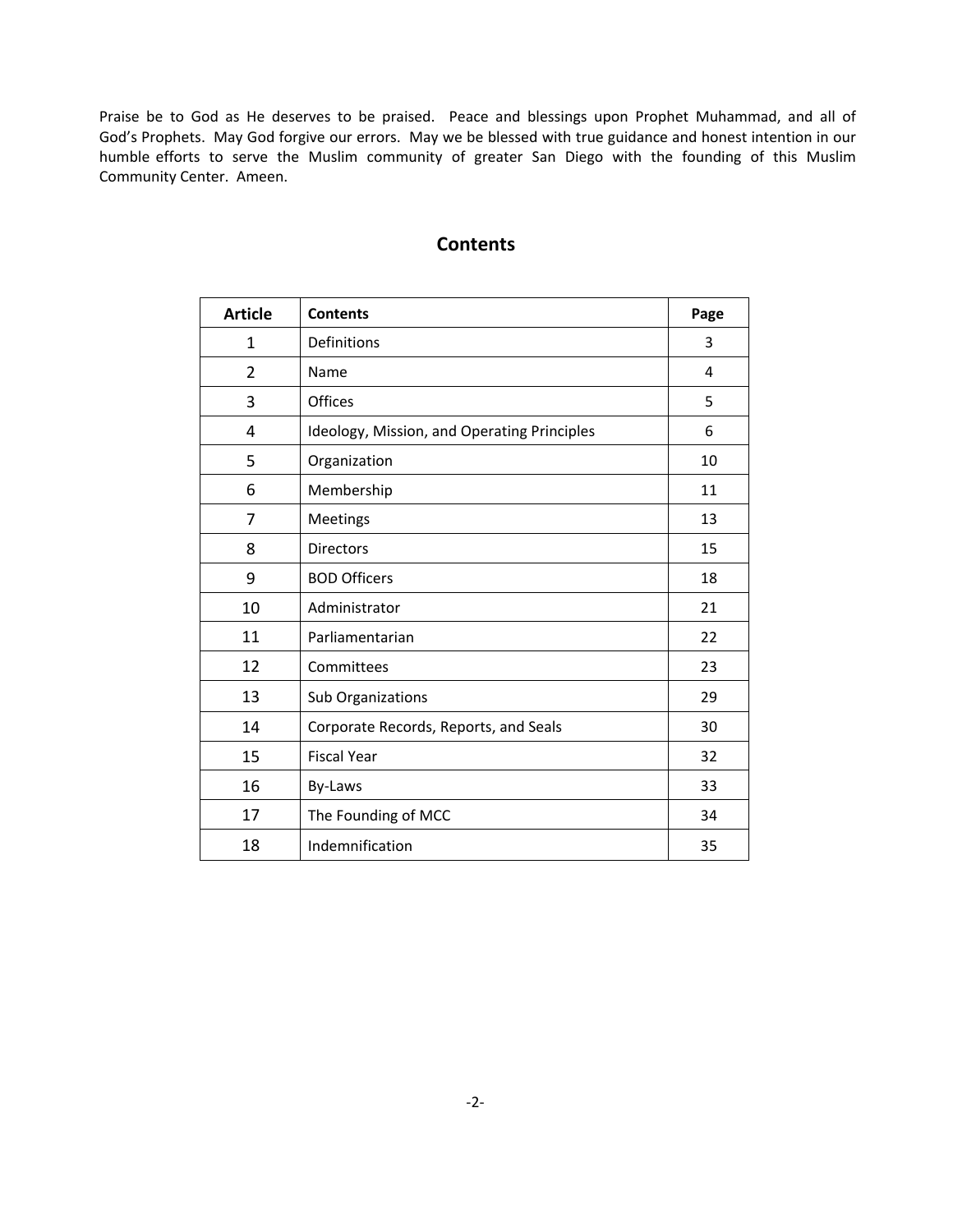Praise be to God as He deserves to be praised. Peace and blessings upon Prophet Muhammad, and all of God's Prophets. May God forgive our errors. May we be blessed with true guidance and honest intention in our humble efforts to serve the Muslim community of greater San Diego with the founding of this Muslim Community Center. Ameen.

## Contents

| Article | Contents | Page |
|---|---|---|
| 1 | Definitions | 3 |
| 2 | Name | 4 |
| 3 | Offices | 5 |
| 4 | Ideology, Mission, and Operating Principles | 6 |
| 5 | Organization | 10 |
| 6 | Membership | 11 |
| 7 | Meetings | 13 |
| 8 | Directors | 15 |
| 9 | BOD Officers | 18 |
| 10 | Administrator | 21 |
| 11 | Parliamentarian | 22 |
| 12 | Committees | 23 |
| 13 | Sub Organizations | 29 |
| 14 | Corporate Records, Reports, and Seals | 30 |
| 15 | Fiscal Year | 32 |
| 16 | By-Laws | 33 |
| 17 | The Founding of MCC | 34 |
| 18 | Indemnification | 35 |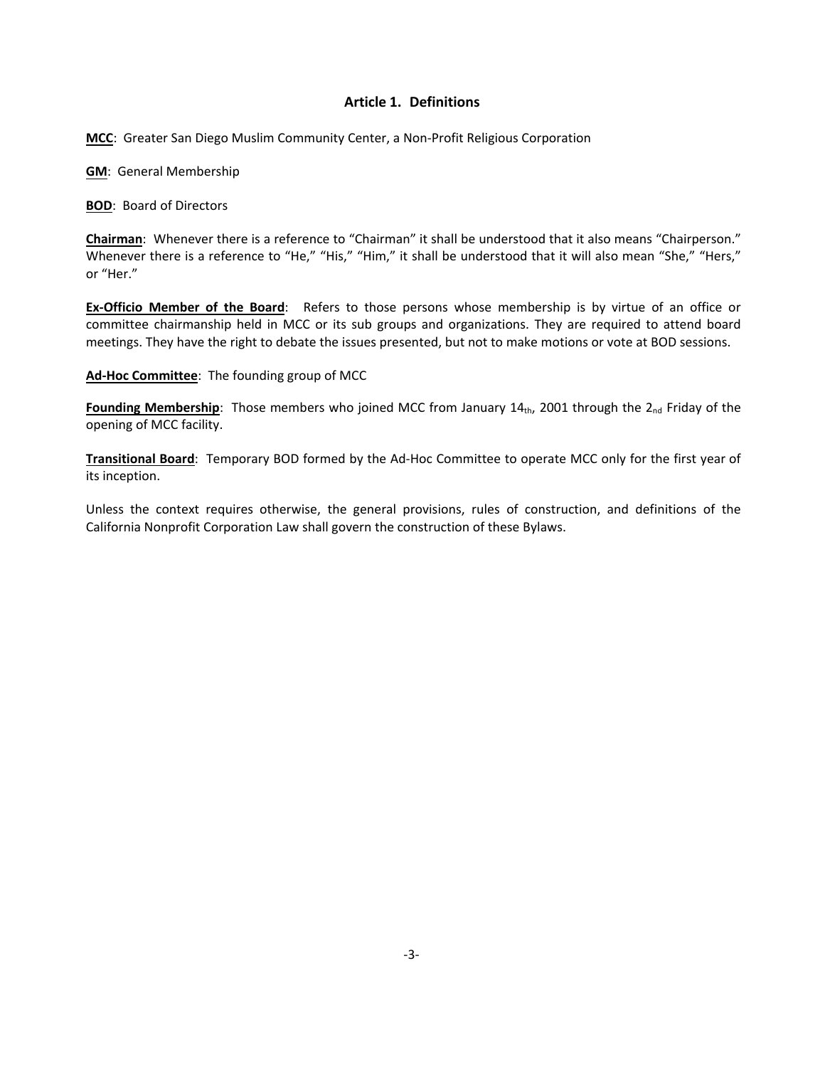## Article 1. Definitions

**MCC**: Greater San Diego Muslim Community Center, a Non-Profit Religious Corporation

**GM**: General Membership

**BOD**: Board of Directors

**Chairman**: Whenever there is a reference to "Chairman" it shall be understood that it also means "Chairperson." Whenever there is a reference to "He," "His," "Him," it shall be understood that it will also mean "She," "Hers," or "Her."

**Ex-Officio Member of the Board**: Refers to those persons whose membership is by virtue of an office or committee chairmanship held in MCC or its sub groups and organizations. They are required to attend board meetings. They have the right to debate the issues presented, but not to make motions or vote at BOD sessions.

**Ad-Hoc Committee**: The founding group of MCC

**Founding Membership**: Those members who joined MCC from January 14th, 2001 through the 2nd Friday of the opening of MCC facility.

**Transitional Board**: Temporary BOD formed by the Ad-Hoc Committee to operate MCC only for the first year of its inception.

Unless the context requires otherwise, the general provisions, rules of construction, and definitions of the California Nonprofit Corporation Law shall govern the construction of these Bylaws.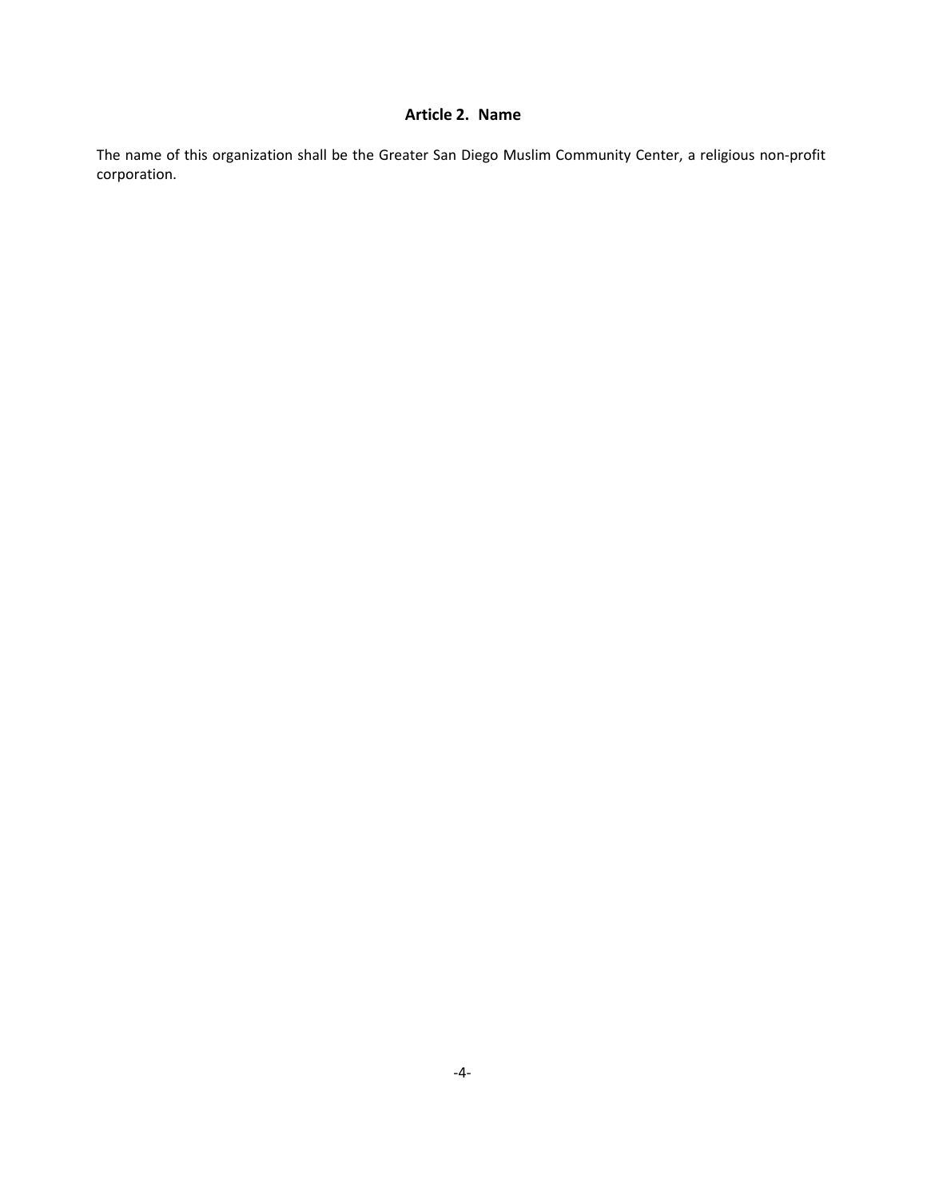## Article 2. Name

The name of this organization shall be the Greater San Diego Muslim Community Center, a religious non-profit corporation.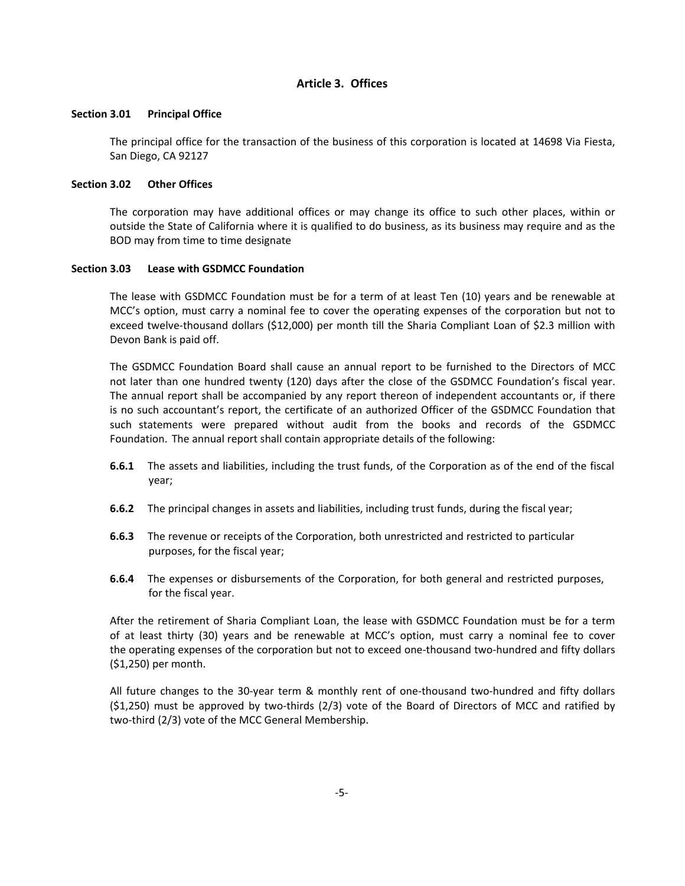## Article 3. Offices

### Section 3.01 Principal Office

The principal office for the transaction of the business of this corporation is located at 14698 Via Fiesta, San Diego, CA 92127

### Section 3.02 Other Offices

The corporation may have additional offices or may change its office to such other places, within or outside the State of California where it is qualified to do business, as its business may require and as the BOD may from time to time designate

### Section 3.03 Lease with GSDMCC Foundation

The lease with GSDMCC Foundation must be for a term of at least Ten (10) years and be renewable at MCC's option, must carry a nominal fee to cover the operating expenses of the corporation but not to exceed twelve-thousand dollars ($12,000) per month till the Sharia Compliant Loan of $2.3 million with Devon Bank is paid off.

The GSDMCC Foundation Board shall cause an annual report to be furnished to the Directors of MCC not later than one hundred twenty (120) days after the close of the GSDMCC Foundation's fiscal year. The annual report shall be accompanied by any report thereon of independent accountants or, if there is no such accountant's report, the certificate of an authorized Officer of the GSDMCC Foundation that such statements were prepared without audit from the books and records of the GSDMCC Foundation. The annual report shall contain appropriate details of the following:

- **6.6.1** The assets and liabilities, including the trust funds, of the Corporation as of the end of the fiscal year;
- **6.6.2** The principal changes in assets and liabilities, including trust funds, during the fiscal year;
- **6.6.3** The revenue or receipts of the Corporation, both unrestricted and restricted to particular purposes, for the fiscal year;
- **6.6.4** The expenses or disbursements of the Corporation, for both general and restricted purposes, for the fiscal year.

After the retirement of Sharia Compliant Loan, the lease with GSDMCC Foundation must be for a term of at least thirty (30) years and be renewable at MCC's option, must carry a nominal fee to cover the operating expenses of the corporation but not to exceed one-thousand two-hundred and fifty dollars ($1,250) per month.

All future changes to the 30-year term & monthly rent of one-thousand two-hundred and fifty dollars ($1,250) must be approved by two-thirds (2/3) vote of the Board of Directors of MCC and ratified by two-third (2/3) vote of the MCC General Membership.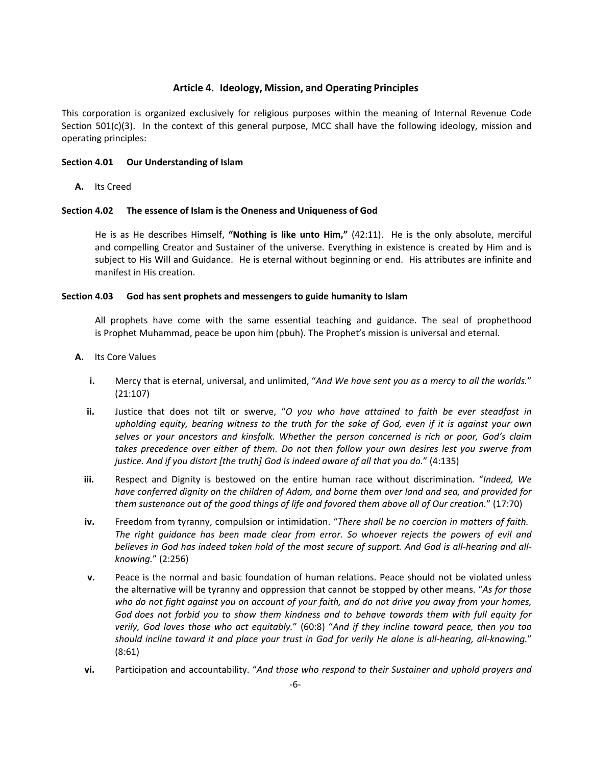## Article 4. Ideology, Mission, and Operating Principles

This corporation is organized exclusively for religious purposes within the meaning of Internal Revenue Code Section 501(c)(3). In the context of this general purpose, MCC shall have the following ideology, mission and operating principles:

**Section 4.01 Our Understanding of Islam**

**A.** Its Creed

**Section 4.02 The essence of Islam is the Oneness and Uniqueness of God**

He is as He describes Himself, **"Nothing is like unto Him,"** (42:11). He is the only absolute, merciful and compelling Creator and Sustainer of the universe. Everything in existence is created by Him and is subject to His Will and Guidance. He is eternal without beginning or end. His attributes are infinite and manifest in His creation.

**Section 4.03 God has sent prophets and messengers to guide humanity to Islam**

All prophets have come with the same essential teaching and guidance. The seal of prophethood is Prophet Muhammad, peace be upon him (pbuh). The Prophet's mission is universal and eternal.

**A.** Its Core Values

- **i.** Mercy that is eternal, universal, and unlimited, "*And We have sent you as a mercy to all the worlds.*" (21:107)
- **ii.** Justice that does not tilt or swerve, "*O you who have attained to faith be ever steadfast in upholding equity, bearing witness to the truth for the sake of God, even if it is against your own selves or your ancestors and kinsfolk. Whether the person concerned is rich or poor, God's claim takes precedence over either of them. Do not then follow your own desires lest you swerve from justice. And if you distort [the truth] God is indeed aware of all that you do.*" (4:135)
- **iii.** Respect and Dignity is bestowed on the entire human race without discrimination. "*Indeed, We have conferred dignity on the children of Adam, and borne them over land and sea, and provided for them sustenance out of the good things of life and favored them above all of Our creation.*" (17:70)
- **iv.** Freedom from tyranny, compulsion or intimidation. "*There shall be no coercion in matters of faith. The right guidance has been made clear from error. So whoever rejects the powers of evil and believes in God has indeed taken hold of the most secure of support. And God is all-hearing and all-knowing.*" (2:256)
- **v.** Peace is the normal and basic foundation of human relations. Peace should not be violated unless the alternative will be tyranny and oppression that cannot be stopped by other means. "*As for those who do not fight against you on account of your faith, and do not drive you away from your homes, God does not forbid you to show them kindness and to behave towards them with full equity for verily, God loves those who act equitably.*" (60:8) "*And if they incline toward peace, then you too should incline toward it and place your trust in God for verily He alone is all-hearing, all-knowing.*" (8:61)
- **vi.** Participation and accountability. "*And those who respond to their Sustainer and uphold prayers and*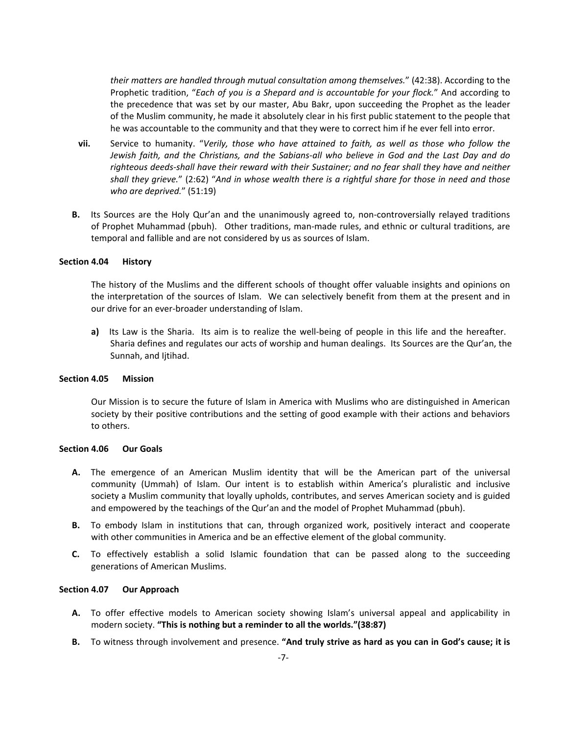*their matters are handled through mutual consultation among themselves.*" (42:38). According to the Prophetic tradition, "*Each of you is a Shepard and is accountable for your flock.*" And according to the precedence that was set by our master, Abu Bakr, upon succeeding the Prophet as the leader of the Muslim community, he made it absolutely clear in his first public statement to the people that he was accountable to the community and that they were to correct him if he ever fell into error.

**vii.** Service to humanity. "*Verily, those who have attained to faith, as well as those who follow the Jewish faith, and the Christians, and the Sabians-all who believe in God and the Last Day and do righteous deeds-shall have their reward with their Sustainer; and no fear shall they have and neither shall they grieve.*" (2:62) "*And in whose wealth there is a rightful share for those in need and those who are deprived.*" (51:19)

**B.** Its Sources are the Holy Qur'an and the unanimously agreed to, non-controversially relayed traditions of Prophet Muhammad (pbuh). Other traditions, man-made rules, and ethnic or cultural traditions, are temporal and fallible and are not considered by us as sources of Islam.

### Section 4.04 History

The history of the Muslims and the different schools of thought offer valuable insights and opinions on the interpretation of the sources of Islam. We can selectively benefit from them at the present and in our drive for an ever-broader understanding of Islam.

**a)** Its Law is the Sharia. Its aim is to realize the well-being of people in this life and the hereafter. Sharia defines and regulates our acts of worship and human dealings. Its Sources are the Qur'an, the Sunnah, and Ijtihad.

### Section 4.05 Mission

Our Mission is to secure the future of Islam in America with Muslims who are distinguished in American society by their positive contributions and the setting of good example with their actions and behaviors to others.

### Section 4.06 Our Goals

**A.** The emergence of an American Muslim identity that will be the American part of the universal community (Ummah) of Islam. Our intent is to establish within America's pluralistic and inclusive society a Muslim community that loyally upholds, contributes, and serves American society and is guided and empowered by the teachings of the Qur'an and the model of Prophet Muhammad (pbuh).

**B.** To embody Islam in institutions that can, through organized work, positively interact and cooperate with other communities in America and be an effective element of the global community.

**C.** To effectively establish a solid Islamic foundation that can be passed along to the succeeding generations of American Muslims.

### Section 4.07 Our Approach

**A.** To offer effective models to American society showing Islam's universal appeal and applicability in modern society. **"This is nothing but a reminder to all the worlds."(38:87)**

**B.** To witness through involvement and presence. **"And truly strive as hard as you can in God's cause; it is**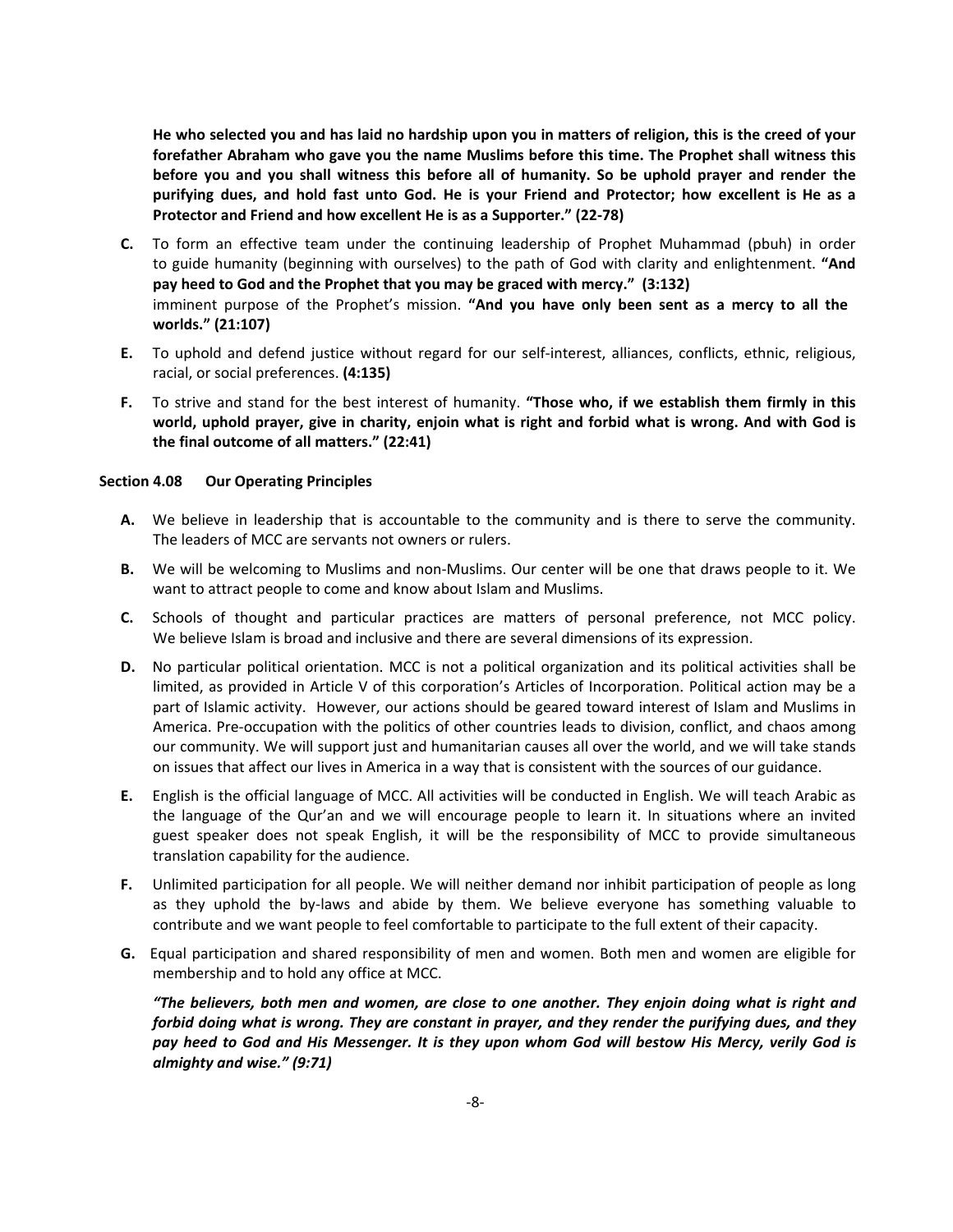**He who selected you and has laid no hardship upon you in matters of religion, this is the creed of your forefather Abraham who gave you the name Muslims before this time. The Prophet shall witness this before you and you shall witness this before all of humanity. So be uphold prayer and render the purifying dues, and hold fast unto God. He is your Friend and Protector; how excellent is He as a Protector and Friend and how excellent He is as a Supporter." (22-78)**

**C.** To form an effective team under the continuing leadership of Prophet Muhammad (pbuh) in order to guide humanity (beginning with ourselves) to the path of God with clarity and enlightenment. **"And pay heed to God and the Prophet that you may be graced with mercy." (3:132)**
imminent purpose of the Prophet's mission. **"And you have only been sent as a mercy to all the worlds." (21:107)**

**E.** To uphold and defend justice without regard for our self-interest, alliances, conflicts, ethnic, religious, racial, or social preferences. **(4:135)**

**F.** To strive and stand for the best interest of humanity. **"Those who, if we establish them firmly in this world, uphold prayer, give in charity, enjoin what is right and forbid what is wrong. And with God is the final outcome of all matters." (22:41)**

### Section 4.08 Our Operating Principles

**A.** We believe in leadership that is accountable to the community and is there to serve the community. The leaders of MCC are servants not owners or rulers.

**B.** We will be welcoming to Muslims and non-Muslims. Our center will be one that draws people to it. We want to attract people to come and know about Islam and Muslims.

**C.** Schools of thought and particular practices are matters of personal preference, not MCC policy. We believe Islam is broad and inclusive and there are several dimensions of its expression.

**D.** No particular political orientation. MCC is not a political organization and its political activities shall be limited, as provided in Article V of this corporation's Articles of Incorporation. Political action may be a part of Islamic activity. However, our actions should be geared toward interest of Islam and Muslims in America. Pre-occupation with the politics of other countries leads to division, conflict, and chaos among our community. We will support just and humanitarian causes all over the world, and we will take stands on issues that affect our lives in America in a way that is consistent with the sources of our guidance.

**E.** English is the official language of MCC. All activities will be conducted in English. We will teach Arabic as the language of the Qur'an and we will encourage people to learn it. In situations where an invited guest speaker does not speak English, it will be the responsibility of MCC to provide simultaneous translation capability for the audience.

**F.** Unlimited participation for all people. We will neither demand nor inhibit participation of people as long as they uphold the by-laws and abide by them. We believe everyone has something valuable to contribute and we want people to feel comfortable to participate to the full extent of their capacity.

**G.** Equal participation and shared responsibility of men and women. Both men and women are eligible for membership and to hold any office at MCC.

***"The believers, both men and women, are close to one another. They enjoin doing what is right and forbid doing what is wrong. They are constant in prayer, and they render the purifying dues, and they pay heed to God and His Messenger. It is they upon whom God will bestow His Mercy, verily God is almighty and wise." (9:71)***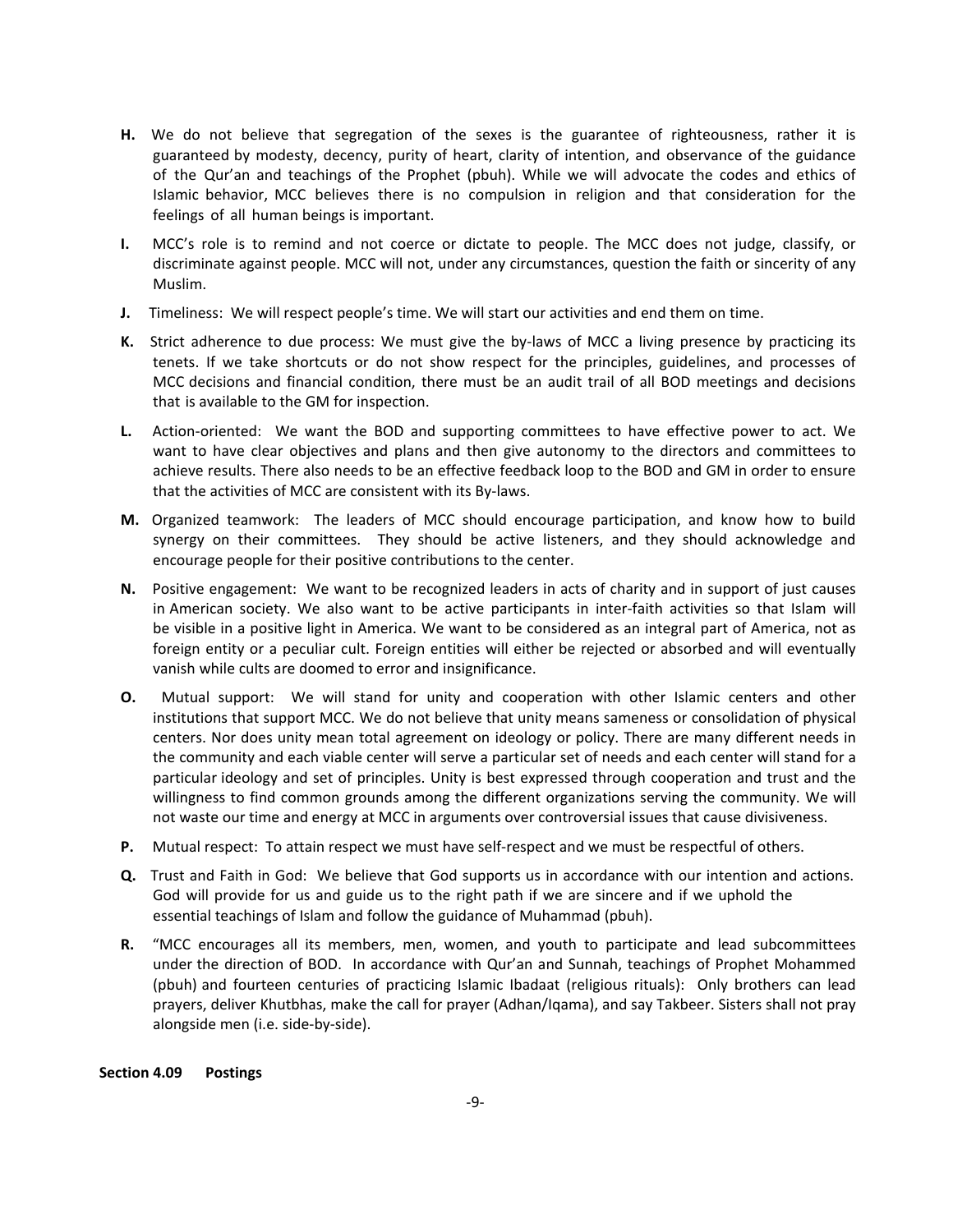**H.** We do not believe that segregation of the sexes is the guarantee of righteousness, rather it is guaranteed by modesty, decency, purity of heart, clarity of intention, and observance of the guidance of the Qur'an and teachings of the Prophet (pbuh). While we will advocate the codes and ethics of Islamic behavior, MCC believes there is no compulsion in religion and that consideration for the feelings of all human beings is important.

**I.** MCC's role is to remind and not coerce or dictate to people. The MCC does not judge, classify, or discriminate against people. MCC will not, under any circumstances, question the faith or sincerity of any Muslim.

**J.** Timeliness: We will respect people's time. We will start our activities and end them on time.

**K.** Strict adherence to due process: We must give the by-laws of MCC a living presence by practicing its tenets. If we take shortcuts or do not show respect for the principles, guidelines, and processes of MCC decisions and financial condition, there must be an audit trail of all BOD meetings and decisions that is available to the GM for inspection.

**L.** Action-oriented: We want the BOD and supporting committees to have effective power to act. We want to have clear objectives and plans and then give autonomy to the directors and committees to achieve results. There also needs to be an effective feedback loop to the BOD and GM in order to ensure that the activities of MCC are consistent with its By-laws.

**M.** Organized teamwork: The leaders of MCC should encourage participation, and know how to build synergy on their committees. They should be active listeners, and they should acknowledge and encourage people for their positive contributions to the center.

**N.** Positive engagement: We want to be recognized leaders in acts of charity and in support of just causes in American society. We also want to be active participants in inter-faith activities so that Islam will be visible in a positive light in America. We want to be considered as an integral part of America, not as foreign entity or a peculiar cult. Foreign entities will either be rejected or absorbed and will eventually vanish while cults are doomed to error and insignificance.

**O.** Mutual support: We will stand for unity and cooperation with other Islamic centers and other institutions that support MCC. We do not believe that unity means sameness or consolidation of physical centers. Nor does unity mean total agreement on ideology or policy. There are many different needs in the community and each viable center will serve a particular set of needs and each center will stand for a particular ideology and set of principles. Unity is best expressed through cooperation and trust and the willingness to find common grounds among the different organizations serving the community. We will not waste our time and energy at MCC in arguments over controversial issues that cause divisiveness.

**P.** Mutual respect: To attain respect we must have self-respect and we must be respectful of others.

**Q.** Trust and Faith in God: We believe that God supports us in accordance with our intention and actions. God will provide for us and guide us to the right path if we are sincere and if we uphold the essential teachings of Islam and follow the guidance of Muhammad (pbuh).

**R.** "MCC encourages all its members, men, women, and youth to participate and lead subcommittees under the direction of BOD. In accordance with Qur'an and Sunnah, teachings of Prophet Mohammed (pbuh) and fourteen centuries of practicing Islamic Ibadaat (religious rituals): Only brothers can lead prayers, deliver Khutbhas, make the call for prayer (Adhan/Iqama), and say Takbeer. Sisters shall not pray alongside men (i.e. side-by-side).

**Section 4.09 Postings**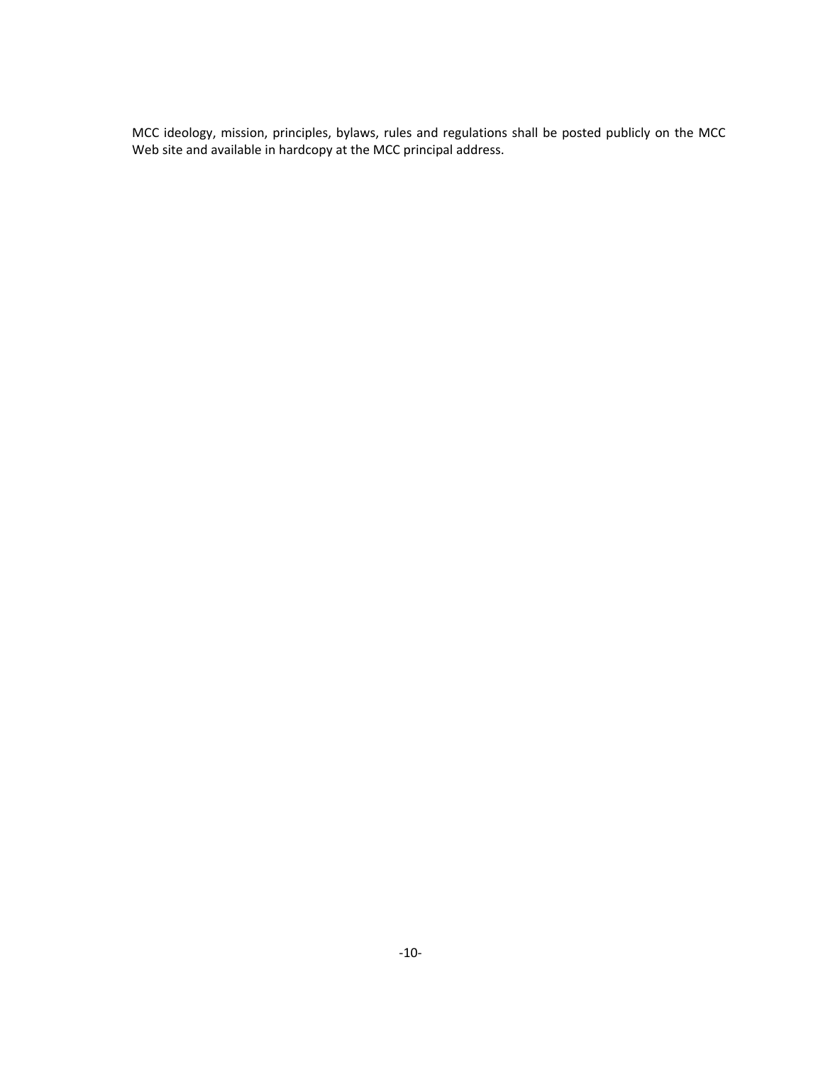MCC ideology, mission, principles, bylaws, rules and regulations shall be posted publicly on the MCC Web site and available in hardcopy at the MCC principal address.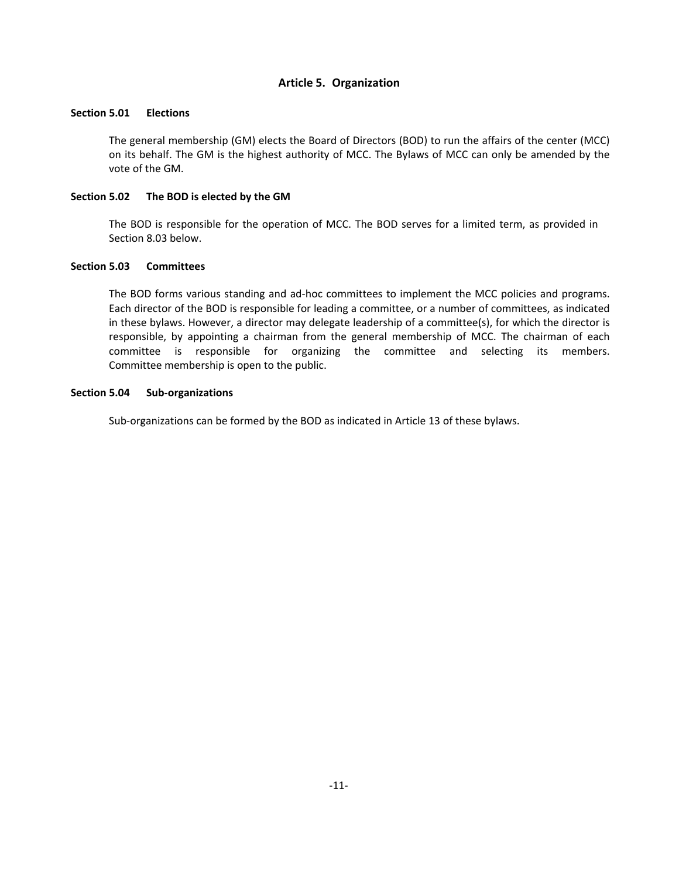## Article 5. Organization

### Section 5.01 Elections

The general membership (GM) elects the Board of Directors (BOD) to run the affairs of the center (MCC) on its behalf. The GM is the highest authority of MCC. The Bylaws of MCC can only be amended by the vote of the GM.

### Section 5.02 The BOD is elected by the GM

The BOD is responsible for the operation of MCC. The BOD serves for a limited term, as provided in Section 8.03 below.

### Section 5.03 Committees

The BOD forms various standing and ad-hoc committees to implement the MCC policies and programs. Each director of the BOD is responsible for leading a committee, or a number of committees, as indicated in these bylaws. However, a director may delegate leadership of a committee(s), for which the director is responsible, by appointing a chairman from the general membership of MCC. The chairman of each committee is responsible for organizing the committee and selecting its members. Committee membership is open to the public.

### Section 5.04 Sub-organizations

Sub-organizations can be formed by the BOD as indicated in Article 13 of these bylaws.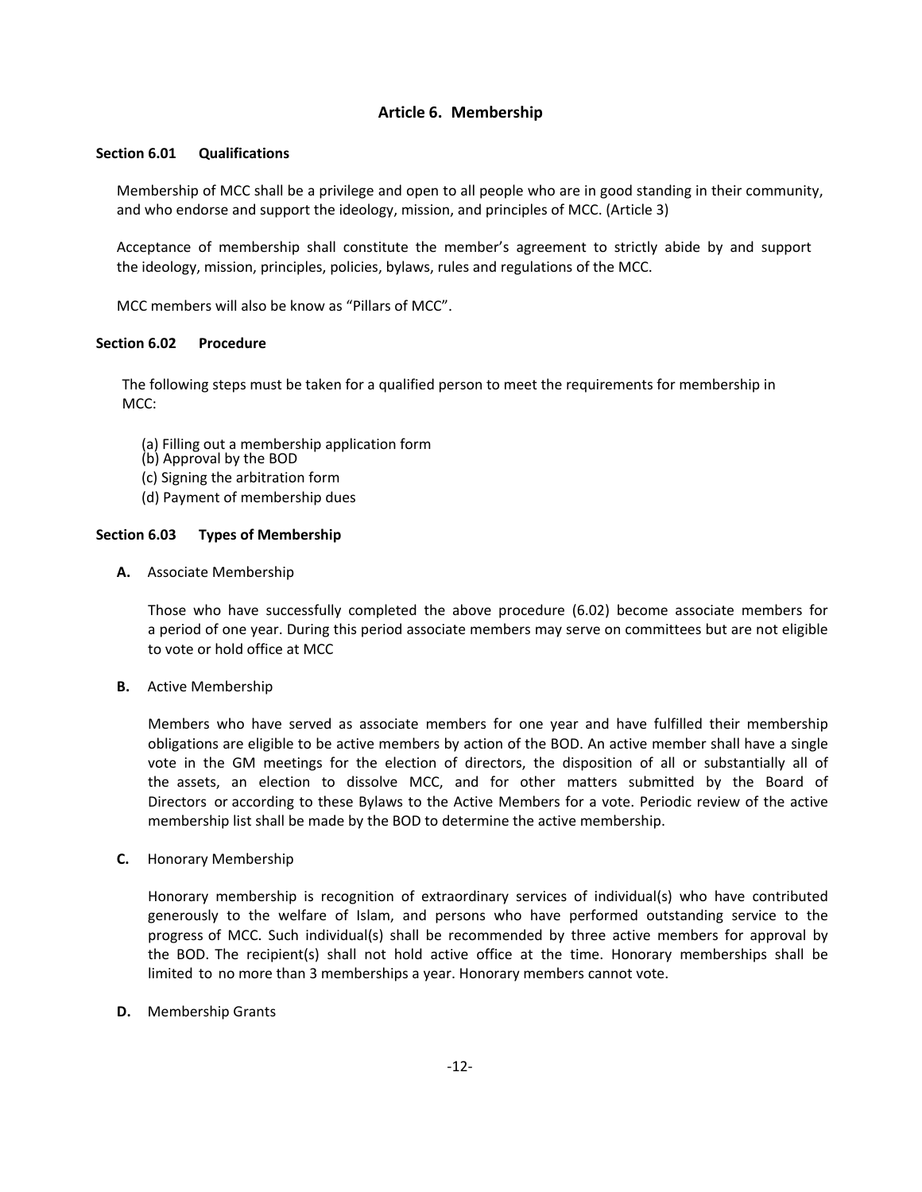## Article 6. Membership

### Section 6.01 Qualifications

Membership of MCC shall be a privilege and open to all people who are in good standing in their community, and who endorse and support the ideology, mission, and principles of MCC. (Article 3)

Acceptance of membership shall constitute the member's agreement to strictly abide by and support the ideology, mission, principles, policies, bylaws, rules and regulations of the MCC.

MCC members will also be know as "Pillars of MCC".

### Section 6.02 Procedure

The following steps must be taken for a qualified person to meet the requirements for membership in MCC:

(a) Filling out a membership application form
(b) Approval by the BOD
(c) Signing the arbitration form
(d) Payment of membership dues

### Section 6.03 Types of Membership

**A.** Associate Membership

Those who have successfully completed the above procedure (6.02) become associate members for a period of one year. During this period associate members may serve on committees but are not eligible to vote or hold office at MCC

**B.** Active Membership

Members who have served as associate members for one year and have fulfilled their membership obligations are eligible to be active members by action of the BOD. An active member shall have a single vote in the GM meetings for the election of directors, the disposition of all or substantially all of the assets, an election to dissolve MCC, and for other matters submitted by the Board of Directors or according to these Bylaws to the Active Members for a vote. Periodic review of the active membership list shall be made by the BOD to determine the active membership.

**C.** Honorary Membership

Honorary membership is recognition of extraordinary services of individual(s) who have contributed generously to the welfare of Islam, and persons who have performed outstanding service to the progress of MCC. Such individual(s) shall be recommended by three active members for approval by the BOD. The recipient(s) shall not hold active office at the time. Honorary memberships shall be limited to no more than 3 memberships a year. Honorary members cannot vote.

**D.** Membership Grants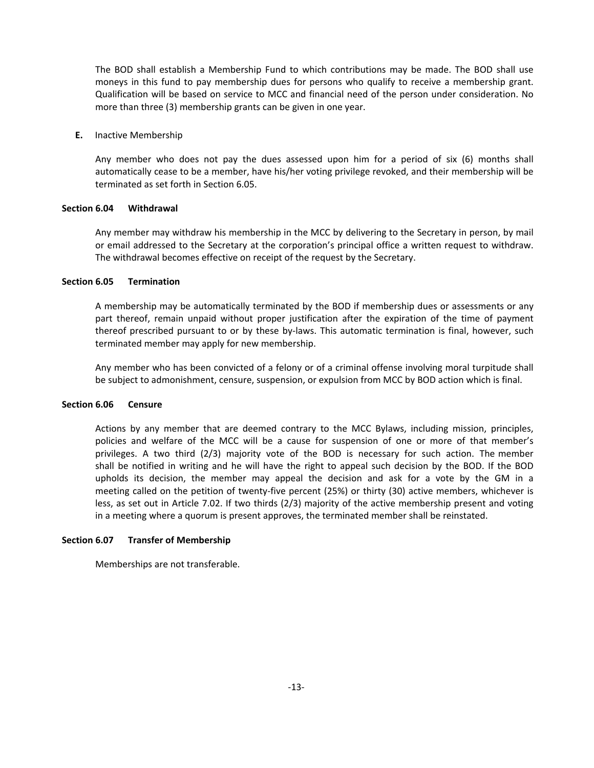The BOD shall establish a Membership Fund to which contributions may be made. The BOD shall use moneys in this fund to pay membership dues for persons who qualify to receive a membership grant. Qualification will be based on service to MCC and financial need of the person under consideration. No more than three (3) membership grants can be given in one year.

**E.** Inactive Membership

Any member who does not pay the dues assessed upon him for a period of six (6) months shall automatically cease to be a member, have his/her voting privilege revoked, and their membership will be terminated as set forth in Section 6.05.

#### Section 6.04 Withdrawal

Any member may withdraw his membership in the MCC by delivering to the Secretary in person, by mail or email addressed to the Secretary at the corporation's principal office a written request to withdraw. The withdrawal becomes effective on receipt of the request by the Secretary.

#### Section 6.05 Termination

A membership may be automatically terminated by the BOD if membership dues or assessments or any part thereof, remain unpaid without proper justification after the expiration of the time of payment thereof prescribed pursuant to or by these by-laws. This automatic termination is final, however, such terminated member may apply for new membership.

Any member who has been convicted of a felony or of a criminal offense involving moral turpitude shall be subject to admonishment, censure, suspension, or expulsion from MCC by BOD action which is final.

#### Section 6.06 Censure

Actions by any member that are deemed contrary to the MCC Bylaws, including mission, principles, policies and welfare of the MCC will be a cause for suspension of one or more of that member's privileges. A two third (2/3) majority vote of the BOD is necessary for such action. The member shall be notified in writing and he will have the right to appeal such decision by the BOD. If the BOD upholds its decision, the member may appeal the decision and ask for a vote by the GM in a meeting called on the petition of twenty-five percent (25%) or thirty (30) active members, whichever is less, as set out in Article 7.02. If two thirds (2/3) majority of the active membership present and voting in a meeting where a quorum is present approves, the terminated member shall be reinstated.

#### Section 6.07 Transfer of Membership

Memberships are not transferable.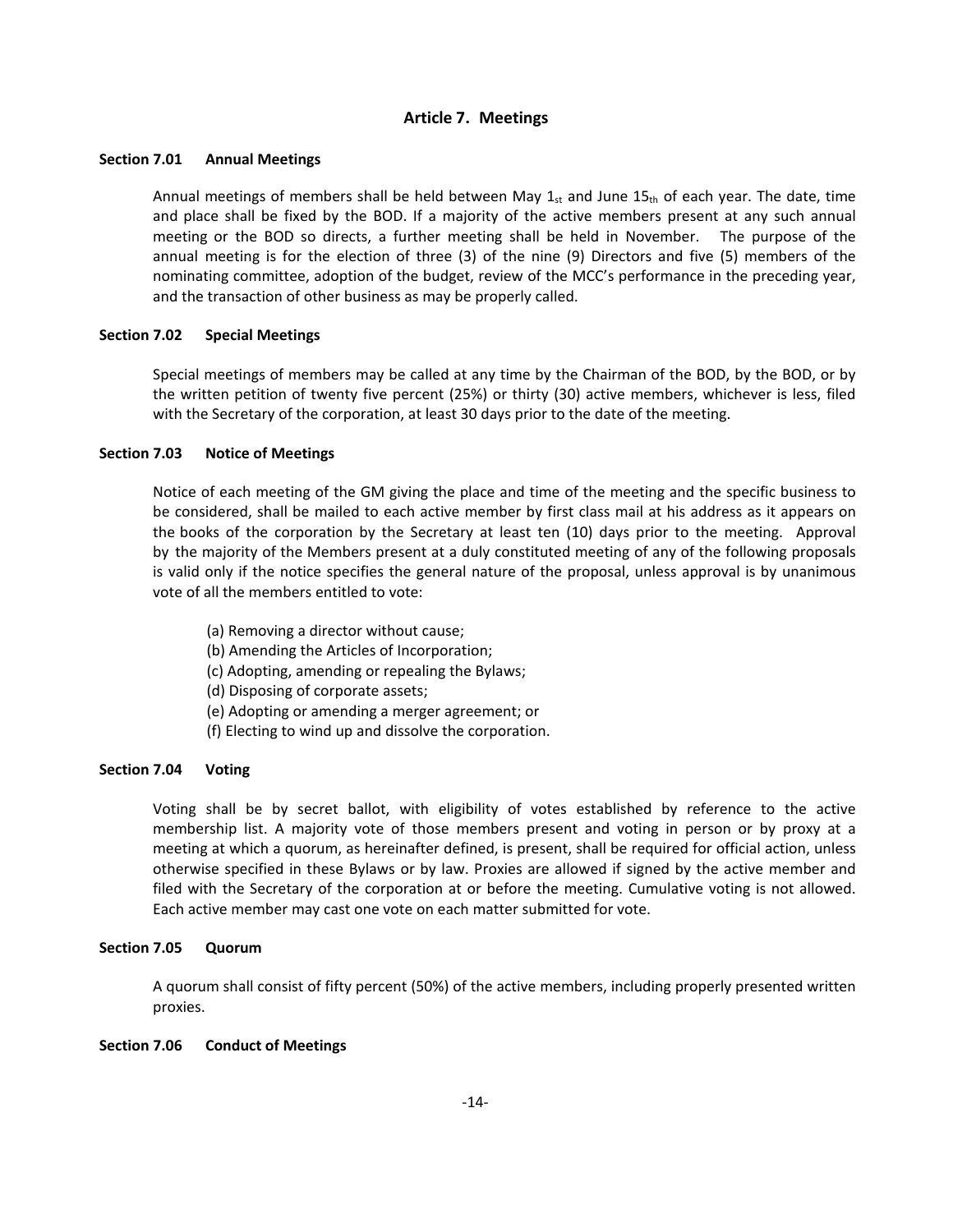## Article 7. Meetings

**Section 7.01 Annual Meetings**

Annual meetings of members shall be held between May $1_{st}$ and June $15_{th}$ of each year. The date, time and place shall be fixed by the BOD. If a majority of the active members present at any such annual meeting or the BOD so directs, a further meeting shall be held in November. The purpose of the annual meeting is for the election of three (3) of the nine (9) Directors and five (5) members of the nominating committee, adoption of the budget, review of the MCC's performance in the preceding year, and the transaction of other business as may be properly called.

**Section 7.02 Special Meetings**

Special meetings of members may be called at any time by the Chairman of the BOD, by the BOD, or by the written petition of twenty five percent (25%) or thirty (30) active members, whichever is less, filed with the Secretary of the corporation, at least 30 days prior to the date of the meeting.

**Section 7.03 Notice of Meetings**

Notice of each meeting of the GM giving the place and time of the meeting and the specific business to be considered, shall be mailed to each active member by first class mail at his address as it appears on the books of the corporation by the Secretary at least ten (10) days prior to the meeting. Approval by the majority of the Members present at a duly constituted meeting of any of the following proposals is valid only if the notice specifies the general nature of the proposal, unless approval is by unanimous vote of all the members entitled to vote:

- (a) Removing a director without cause;
- (b) Amending the Articles of Incorporation;
- (c) Adopting, amending or repealing the Bylaws;
- (d) Disposing of corporate assets;
- (e) Adopting or amending a merger agreement; or
- (f) Electing to wind up and dissolve the corporation.

**Section 7.04 Voting**

Voting shall be by secret ballot, with eligibility of votes established by reference to the active membership list. A majority vote of those members present and voting in person or by proxy at a meeting at which a quorum, as hereinafter defined, is present, shall be required for official action, unless otherwise specified in these Bylaws or by law. Proxies are allowed if signed by the active member and filed with the Secretary of the corporation at or before the meeting. Cumulative voting is not allowed. Each active member may cast one vote on each matter submitted for vote.

**Section 7.05 Quorum**

A quorum shall consist of fifty percent (50%) of the active members, including properly presented written proxies.

**Section 7.06 Conduct of Meetings**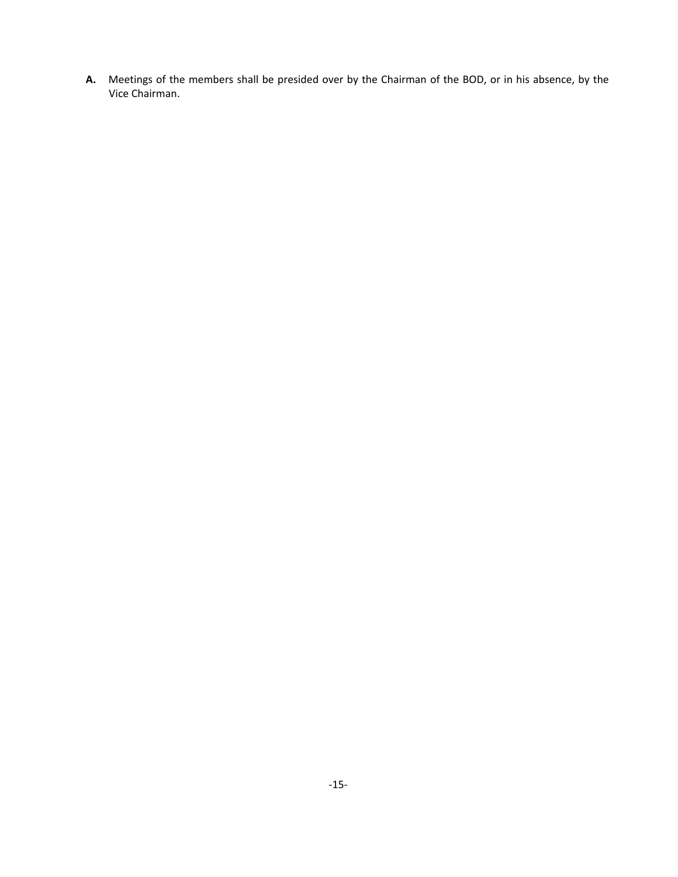**A.** Meetings of the members shall be presided over by the Chairman of the BOD, or in his absence, by the Vice Chairman.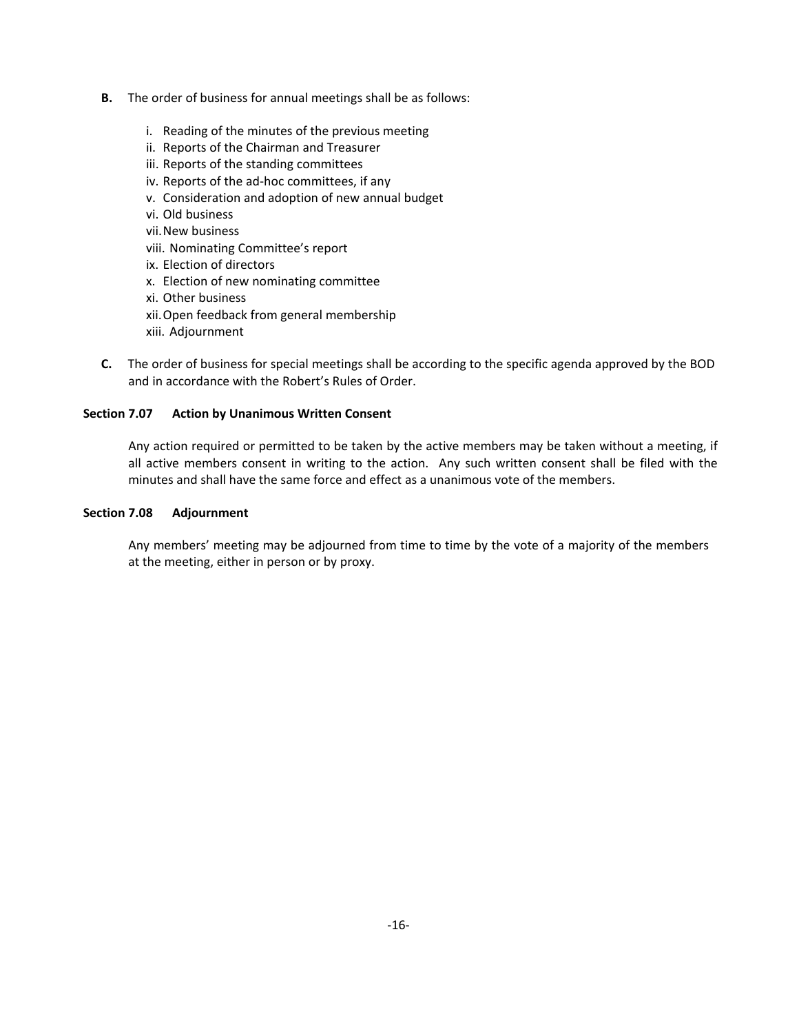**B.** The order of business for annual meetings shall be as follows:

i. Reading of the minutes of the previous meeting
ii. Reports of the Chairman and Treasurer
iii. Reports of the standing committees
iv. Reports of the ad-hoc committees, if any
v. Consideration and adoption of new annual budget
vi. Old business
vii. New business
viii. Nominating Committee's report
ix. Election of directors
x. Election of new nominating committee
xi. Other business
xii. Open feedback from general membership
xiii. Adjournment

**C.** The order of business for special meetings shall be according to the specific agenda approved by the BOD and in accordance with the Robert's Rules of Order.

### Section 7.07 Action by Unanimous Written Consent

Any action required or permitted to be taken by the active members may be taken without a meeting, if all active members consent in writing to the action. Any such written consent shall be filed with the minutes and shall have the same force and effect as a unanimous vote of the members.

### Section 7.08 Adjournment

Any members' meeting may be adjourned from time to time by the vote of a majority of the members at the meeting, either in person or by proxy.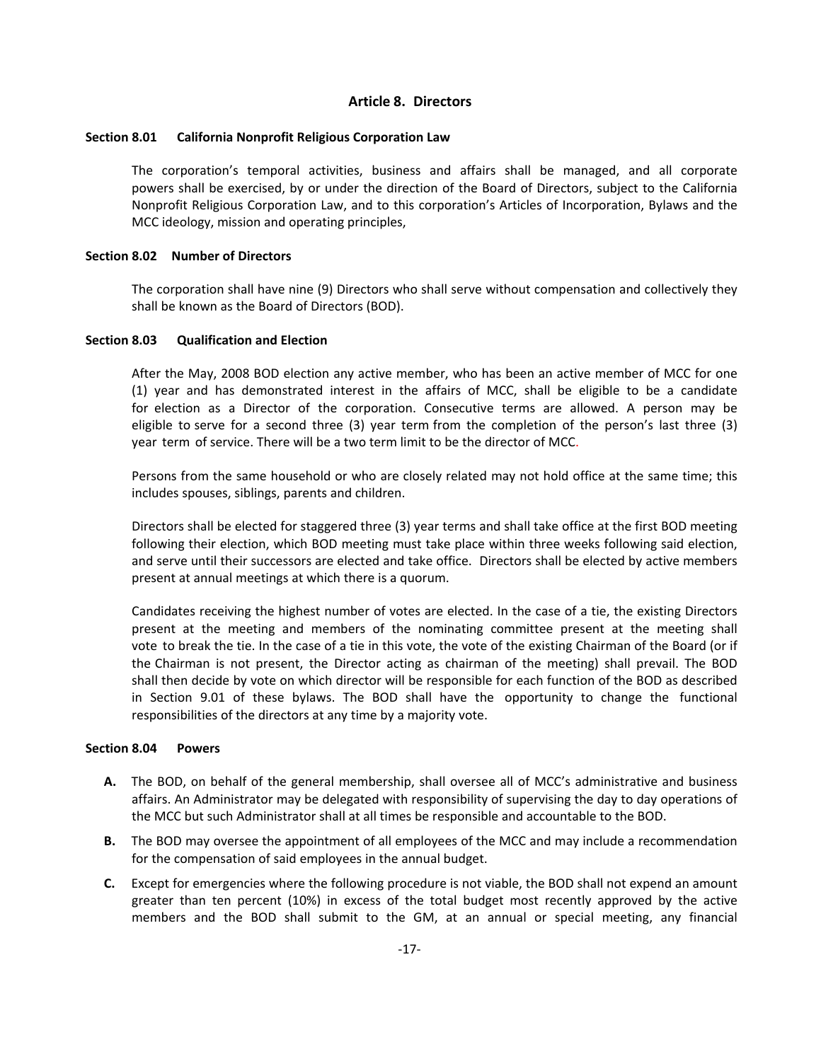## Article 8. Directors

### Section 8.01 California Nonprofit Religious Corporation Law

The corporation's temporal activities, business and affairs shall be managed, and all corporate powers shall be exercised, by or under the direction of the Board of Directors, subject to the California Nonprofit Religious Corporation Law, and to this corporation's Articles of Incorporation, Bylaws and the MCC ideology, mission and operating principles,

### Section 8.02 Number of Directors

The corporation shall have nine (9) Directors who shall serve without compensation and collectively they shall be known as the Board of Directors (BOD).

### Section 8.03 Qualification and Election

After the May, 2008 BOD election any active member, who has been an active member of MCC for one (1) year and has demonstrated interest in the affairs of MCC, shall be eligible to be a candidate for election as a Director of the corporation. Consecutive terms are allowed. A person may be eligible to serve for a second three (3) year term from the completion of the person's last three (3) year term of service. There will be a two term limit to be the director of MCC.

Persons from the same household or who are closely related may not hold office at the same time; this includes spouses, siblings, parents and children.

Directors shall be elected for staggered three (3) year terms and shall take office at the first BOD meeting following their election, which BOD meeting must take place within three weeks following said election, and serve until their successors are elected and take office. Directors shall be elected by active members present at annual meetings at which there is a quorum.

Candidates receiving the highest number of votes are elected. In the case of a tie, the existing Directors present at the meeting and members of the nominating committee present at the meeting shall vote to break the tie. In the case of a tie in this vote, the vote of the existing Chairman of the Board (or if the Chairman is not present, the Director acting as chairman of the meeting) shall prevail. The BOD shall then decide by vote on which director will be responsible for each function of the BOD as described in Section 9.01 of these bylaws. The BOD shall have the opportunity to change the functional responsibilities of the directors at any time by a majority vote.

### Section 8.04 Powers

**A.** The BOD, on behalf of the general membership, shall oversee all of MCC's administrative and business affairs. An Administrator may be delegated with responsibility of supervising the day to day operations of the MCC but such Administrator shall at all times be responsible and accountable to the BOD.

**B.** The BOD may oversee the appointment of all employees of the MCC and may include a recommendation for the compensation of said employees in the annual budget.

**C.** Except for emergencies where the following procedure is not viable, the BOD shall not expend an amount greater than ten percent (10%) in excess of the total budget most recently approved by the active members and the BOD shall submit to the GM, at an annual or special meeting, any financial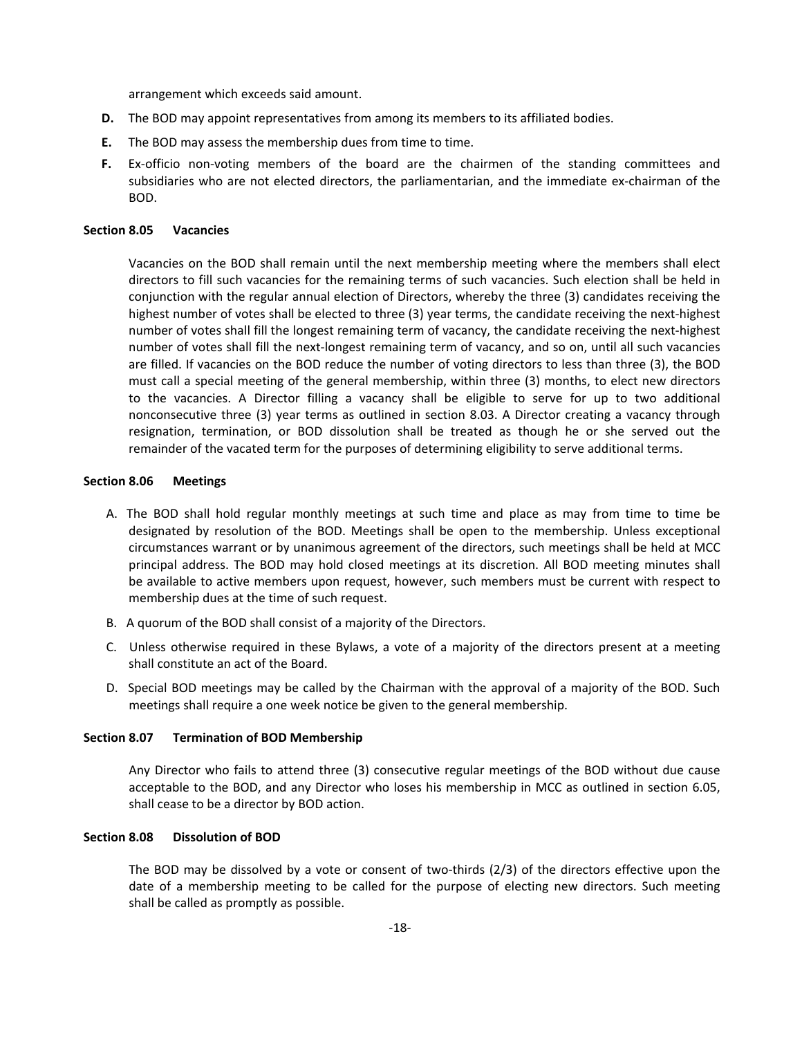arrangement which exceeds said amount.

- **D.** The BOD may appoint representatives from among its members to its affiliated bodies.
- **E.** The BOD may assess the membership dues from time to time.
- **F.** Ex-officio non-voting members of the board are the chairmen of the standing committees and subsidiaries who are not elected directors, the parliamentarian, and the immediate ex-chairman of the BOD.

### Section 8.05 Vacancies

Vacancies on the BOD shall remain until the next membership meeting where the members shall elect directors to fill such vacancies for the remaining terms of such vacancies. Such election shall be held in conjunction with the regular annual election of Directors, whereby the three (3) candidates receiving the highest number of votes shall be elected to three (3) year terms, the candidate receiving the next-highest number of votes shall fill the longest remaining term of vacancy, the candidate receiving the next-highest number of votes shall fill the next-longest remaining term of vacancy, and so on, until all such vacancies are filled. If vacancies on the BOD reduce the number of voting directors to less than three (3), the BOD must call a special meeting of the general membership, within three (3) months, to elect new directors to the vacancies. A Director filling a vacancy shall be eligible to serve for up to two additional nonconsecutive three (3) year terms as outlined in section 8.03. A Director creating a vacancy through resignation, termination, or BOD dissolution shall be treated as though he or she served out the remainder of the vacated term for the purposes of determining eligibility to serve additional terms.

### Section 8.06 Meetings

A. The BOD shall hold regular monthly meetings at such time and place as may from time to time be designated by resolution of the BOD. Meetings shall be open to the membership. Unless exceptional circumstances warrant or by unanimous agreement of the directors, such meetings shall be held at MCC principal address. The BOD may hold closed meetings at its discretion. All BOD meeting minutes shall be available to active members upon request, however, such members must be current with respect to membership dues at the time of such request.

B. A quorum of the BOD shall consist of a majority of the Directors.

C. Unless otherwise required in these Bylaws, a vote of a majority of the directors present at a meeting shall constitute an act of the Board.

D. Special BOD meetings may be called by the Chairman with the approval of a majority of the BOD. Such meetings shall require a one week notice be given to the general membership.

### Section 8.07 Termination of BOD Membership

Any Director who fails to attend three (3) consecutive regular meetings of the BOD without due cause acceptable to the BOD, and any Director who loses his membership in MCC as outlined in section 6.05, shall cease to be a director by BOD action.

### Section 8.08 Dissolution of BOD

The BOD may be dissolved by a vote or consent of two-thirds (2/3) of the directors effective upon the date of a membership meeting to be called for the purpose of electing new directors. Such meeting shall be called as promptly as possible.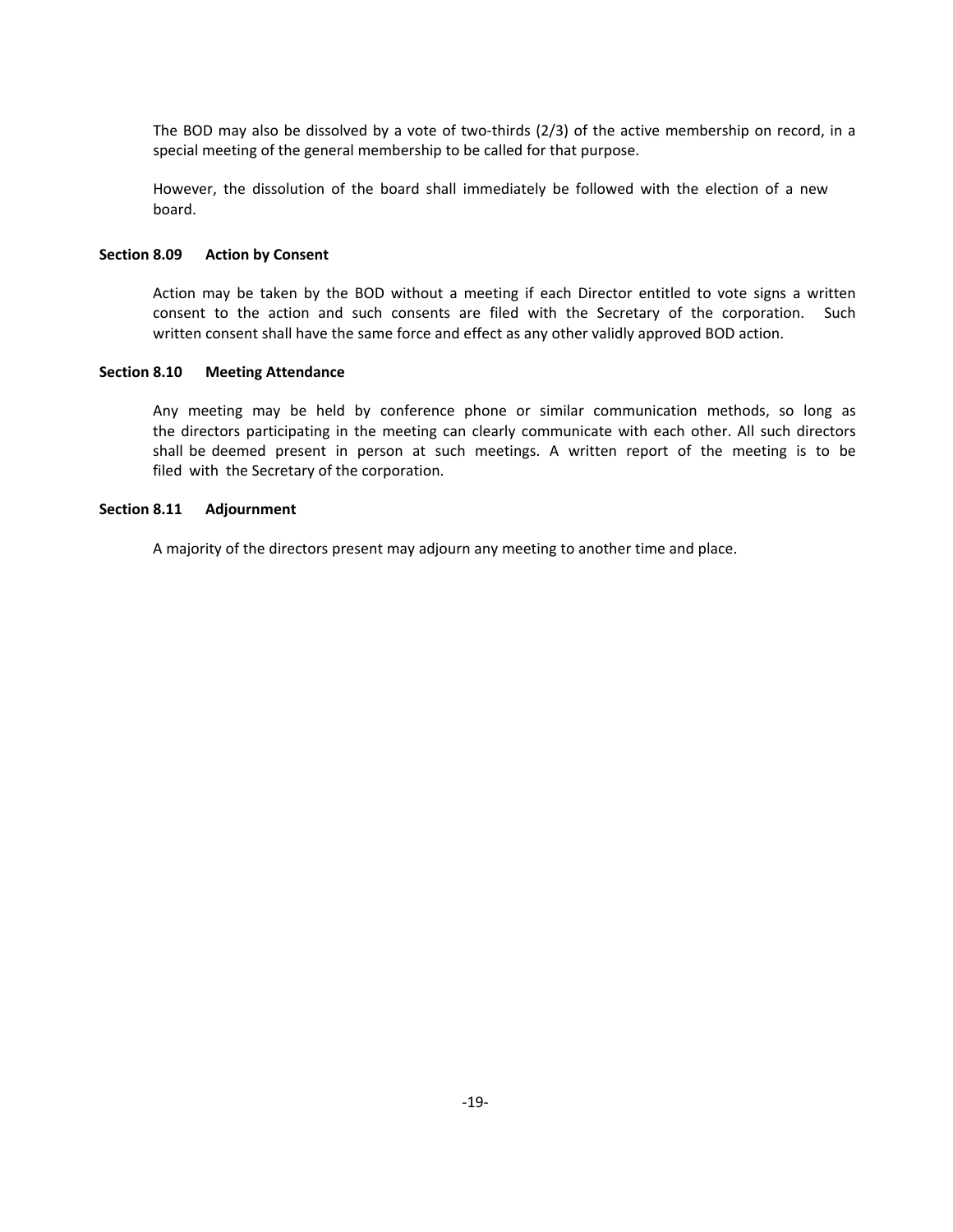The BOD may also be dissolved by a vote of two-thirds (2/3) of the active membership on record, in a special meeting of the general membership to be called for that purpose.

However, the dissolution of the board shall immediately be followed with the election of a new board.

### Section 8.09 Action by Consent

Action may be taken by the BOD without a meeting if each Director entitled to vote signs a written consent to the action and such consents are filed with the Secretary of the corporation. Such written consent shall have the same force and effect as any other validly approved BOD action.

### Section 8.10 Meeting Attendance

Any meeting may be held by conference phone or similar communication methods, so long as the directors participating in the meeting can clearly communicate with each other. All such directors shall be deemed present in person at such meetings. A written report of the meeting is to be filed with the Secretary of the corporation.

### Section 8.11 Adjournment

A majority of the directors present may adjourn any meeting to another time and place.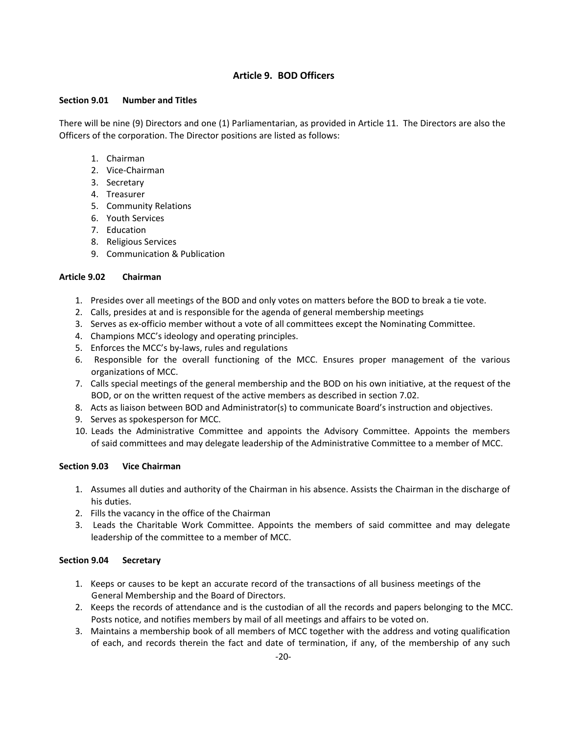## Article 9. BOD Officers

### Section 9.01 Number and Titles

There will be nine (9) Directors and one (1) Parliamentarian, as provided in Article 11. The Directors are also the Officers of the corporation. The Director positions are listed as follows:

1. Chairman
2. Vice-Chairman
3. Secretary
4. Treasurer
5. Community Relations
6. Youth Services
7. Education
8. Religious Services
9. Communication & Publication

### Article 9.02 Chairman

1. Presides over all meetings of the BOD and only votes on matters before the BOD to break a tie vote.
2. Calls, presides at and is responsible for the agenda of general membership meetings
3. Serves as ex-officio member without a vote of all committees except the Nominating Committee.
4. Champions MCC's ideology and operating principles.
5. Enforces the MCC's by-laws, rules and regulations
6. Responsible for the overall functioning of the MCC. Ensures proper management of the various organizations of MCC.
7. Calls special meetings of the general membership and the BOD on his own initiative, at the request of the BOD, or on the written request of the active members as described in section 7.02.
8. Acts as liaison between BOD and Administrator(s) to communicate Board's instruction and objectives.
9. Serves as spokesperson for MCC.
10. Leads the Administrative Committee and appoints the Advisory Committee. Appoints the members of said committees and may delegate leadership of the Administrative Committee to a member of MCC.

### Section 9.03 Vice Chairman

1. Assumes all duties and authority of the Chairman in his absence. Assists the Chairman in the discharge of his duties.
2. Fills the vacancy in the office of the Chairman
3. Leads the Charitable Work Committee. Appoints the members of said committee and may delegate leadership of the committee to a member of MCC.

### Section 9.04 Secretary

1. Keeps or causes to be kept an accurate record of the transactions of all business meetings of the General Membership and the Board of Directors.
2. Keeps the records of attendance and is the custodian of all the records and papers belonging to the MCC. Posts notice, and notifies members by mail of all meetings and affairs to be voted on.
3. Maintains a membership book of all members of MCC together with the address and voting qualification of each, and records therein the fact and date of termination, if any, of the membership of any such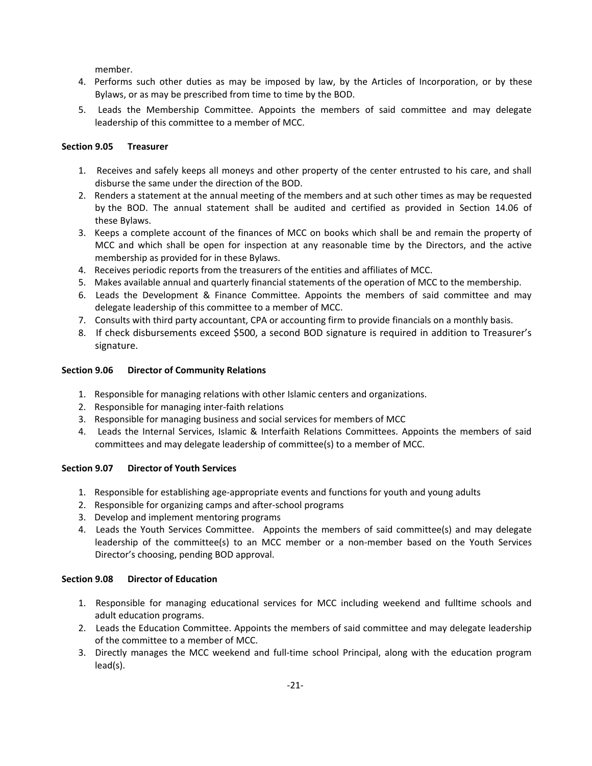member.

4. Performs such other duties as may be imposed by law, by the Articles of Incorporation, or by these Bylaws, or as may be prescribed from time to time by the BOD.
5. Leads the Membership Committee. Appoints the members of said committee and may delegate leadership of this committee to a member of MCC.

**Section 9.05 Treasurer**

1. Receives and safely keeps all moneys and other property of the center entrusted to his care, and shall disburse the same under the direction of the BOD.
2. Renders a statement at the annual meeting of the members and at such other times as may be requested by the BOD. The annual statement shall be audited and certified as provided in Section 14.06 of these Bylaws.
3. Keeps a complete account of the finances of MCC on books which shall be and remain the property of MCC and which shall be open for inspection at any reasonable time by the Directors, and the active membership as provided for in these Bylaws.
4. Receives periodic reports from the treasurers of the entities and affiliates of MCC.
5. Makes available annual and quarterly financial statements of the operation of MCC to the membership.
6. Leads the Development & Finance Committee. Appoints the members of said committee and may delegate leadership of this committee to a member of MCC.
7. Consults with third party accountant, CPA or accounting firm to provide financials on a monthly basis.
8. If check disbursements exceed $500, a second BOD signature is required in addition to Treasurer's signature.

**Section 9.06 Director of Community Relations**

1. Responsible for managing relations with other Islamic centers and organizations.
2. Responsible for managing inter-faith relations
3. Responsible for managing business and social services for members of MCC
4. Leads the Internal Services, Islamic & Interfaith Relations Committees. Appoints the members of said committees and may delegate leadership of committee(s) to a member of MCC.

**Section 9.07 Director of Youth Services**

1. Responsible for establishing age-appropriate events and functions for youth and young adults
2. Responsible for organizing camps and after-school programs
3. Develop and implement mentoring programs
4. Leads the Youth Services Committee. Appoints the members of said committee(s) and may delegate leadership of the committee(s) to an MCC member or a non-member based on the Youth Services Director's choosing, pending BOD approval.

**Section 9.08 Director of Education**

1. Responsible for managing educational services for MCC including weekend and fulltime schools and adult education programs.
2. Leads the Education Committee. Appoints the members of said committee and may delegate leadership of the committee to a member of MCC.
3. Directly manages the MCC weekend and full-time school Principal, along with the education program lead(s).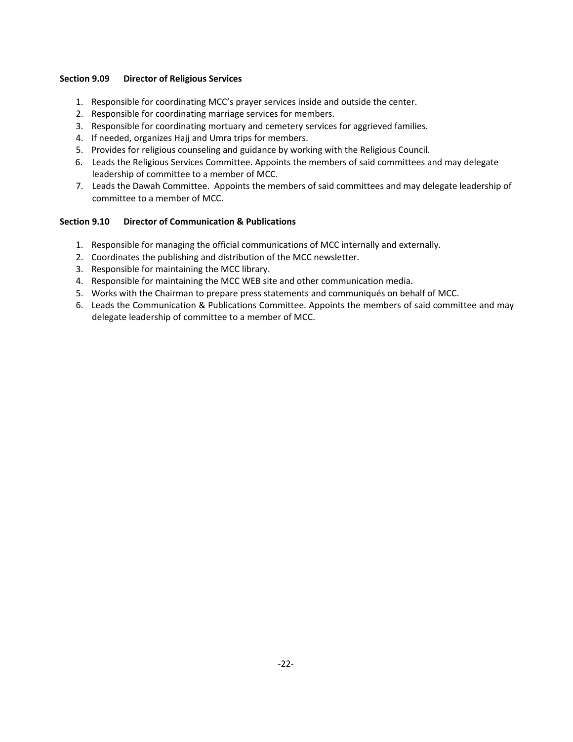### Section 9.09 Director of Religious Services

1. Responsible for coordinating MCC's prayer services inside and outside the center.
2. Responsible for coordinating marriage services for members.
3. Responsible for coordinating mortuary and cemetery services for aggrieved families.
4. If needed, organizes Hajj and Umra trips for members.
5. Provides for religious counseling and guidance by working with the Religious Council.
6. Leads the Religious Services Committee. Appoints the members of said committees and may delegate leadership of committee to a member of MCC.
7. Leads the Dawah Committee. Appoints the members of said committees and may delegate leadership of committee to a member of MCC.

### Section 9.10 Director of Communication & Publications

1. Responsible for managing the official communications of MCC internally and externally.
2. Coordinates the publishing and distribution of the MCC newsletter.
3. Responsible for maintaining the MCC library.
4. Responsible for maintaining the MCC WEB site and other communication media.
5. Works with the Chairman to prepare press statements and communiqués on behalf of MCC.
6. Leads the Communication & Publications Committee. Appoints the members of said committee and may delegate leadership of committee to a member of MCC.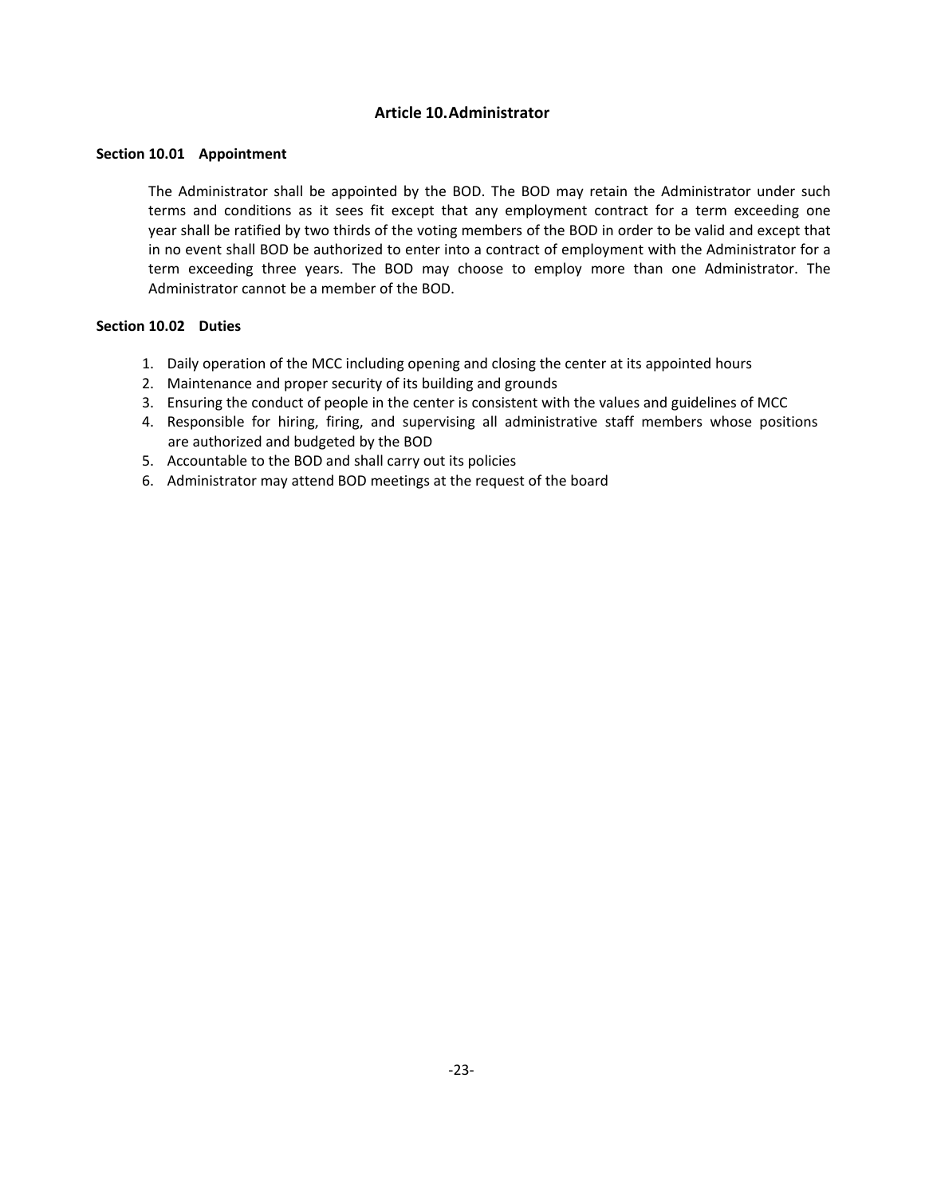## Article 10. Administrator

### Section 10.01 Appointment

The Administrator shall be appointed by the BOD. The BOD may retain the Administrator under such terms and conditions as it sees fit except that any employment contract for a term exceeding one year shall be ratified by two thirds of the voting members of the BOD in order to be valid and except that in no event shall BOD be authorized to enter into a contract of employment with the Administrator for a term exceeding three years. The BOD may choose to employ more than one Administrator. The Administrator cannot be a member of the BOD.

### Section 10.02 Duties

1. Daily operation of the MCC including opening and closing the center at its appointed hours
2. Maintenance and proper security of its building and grounds
3. Ensuring the conduct of people in the center is consistent with the values and guidelines of MCC
4. Responsible for hiring, firing, and supervising all administrative staff members whose positions are authorized and budgeted by the BOD
5. Accountable to the BOD and shall carry out its policies
6. Administrator may attend BOD meetings at the request of the board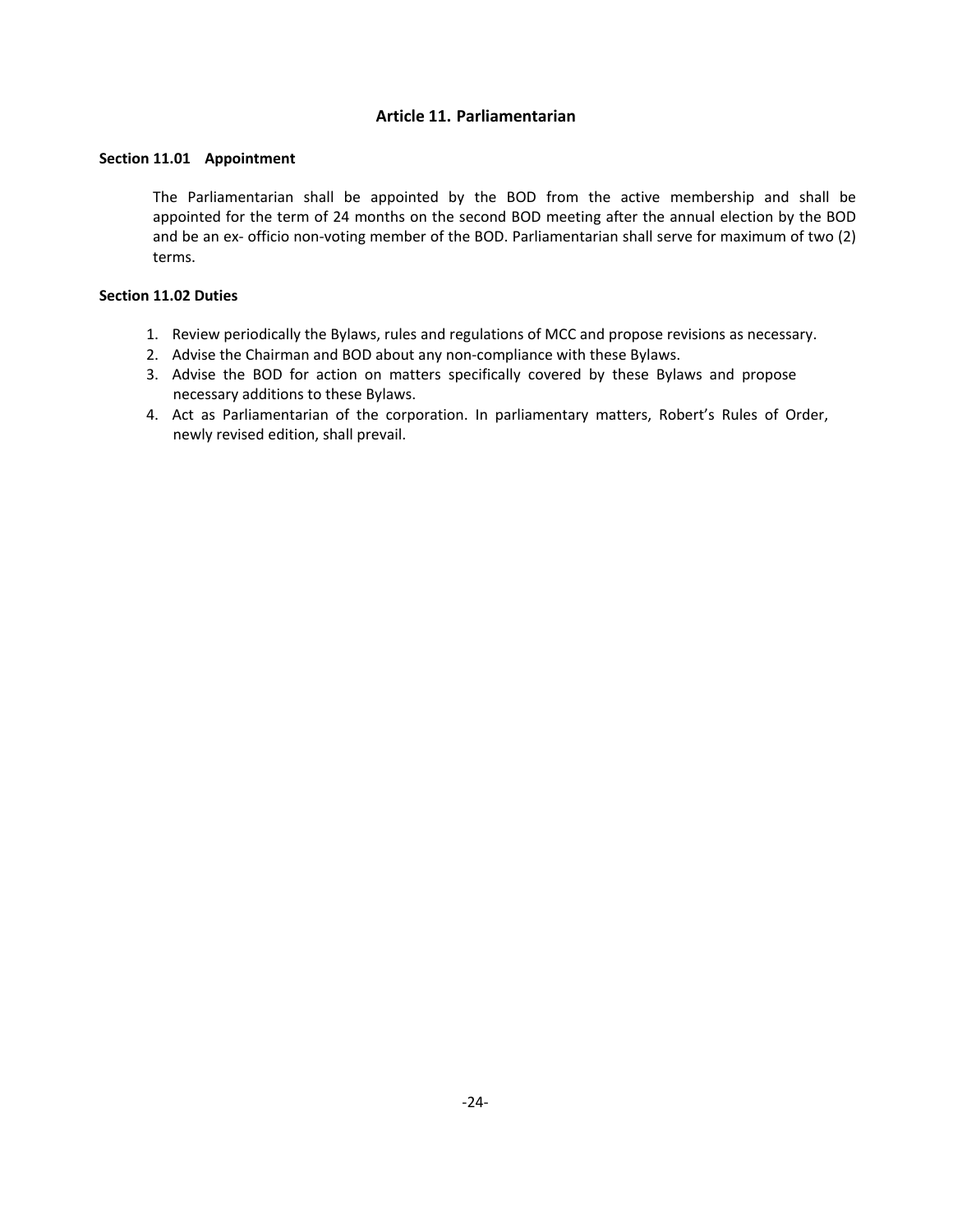## Article 11. Parliamentarian

**Section 11.01 Appointment**

The Parliamentarian shall be appointed by the BOD from the active membership and shall be appointed for the term of 24 months on the second BOD meeting after the annual election by the BOD and be an ex- officio non-voting member of the BOD. Parliamentarian shall serve for maximum of two (2) terms.

**Section 11.02 Duties**

1. Review periodically the Bylaws, rules and regulations of MCC and propose revisions as necessary.
2. Advise the Chairman and BOD about any non-compliance with these Bylaws.
3. Advise the BOD for action on matters specifically covered by these Bylaws and propose necessary additions to these Bylaws.
4. Act as Parliamentarian of the corporation. In parliamentary matters, Robert's Rules of Order, newly revised edition, shall prevail.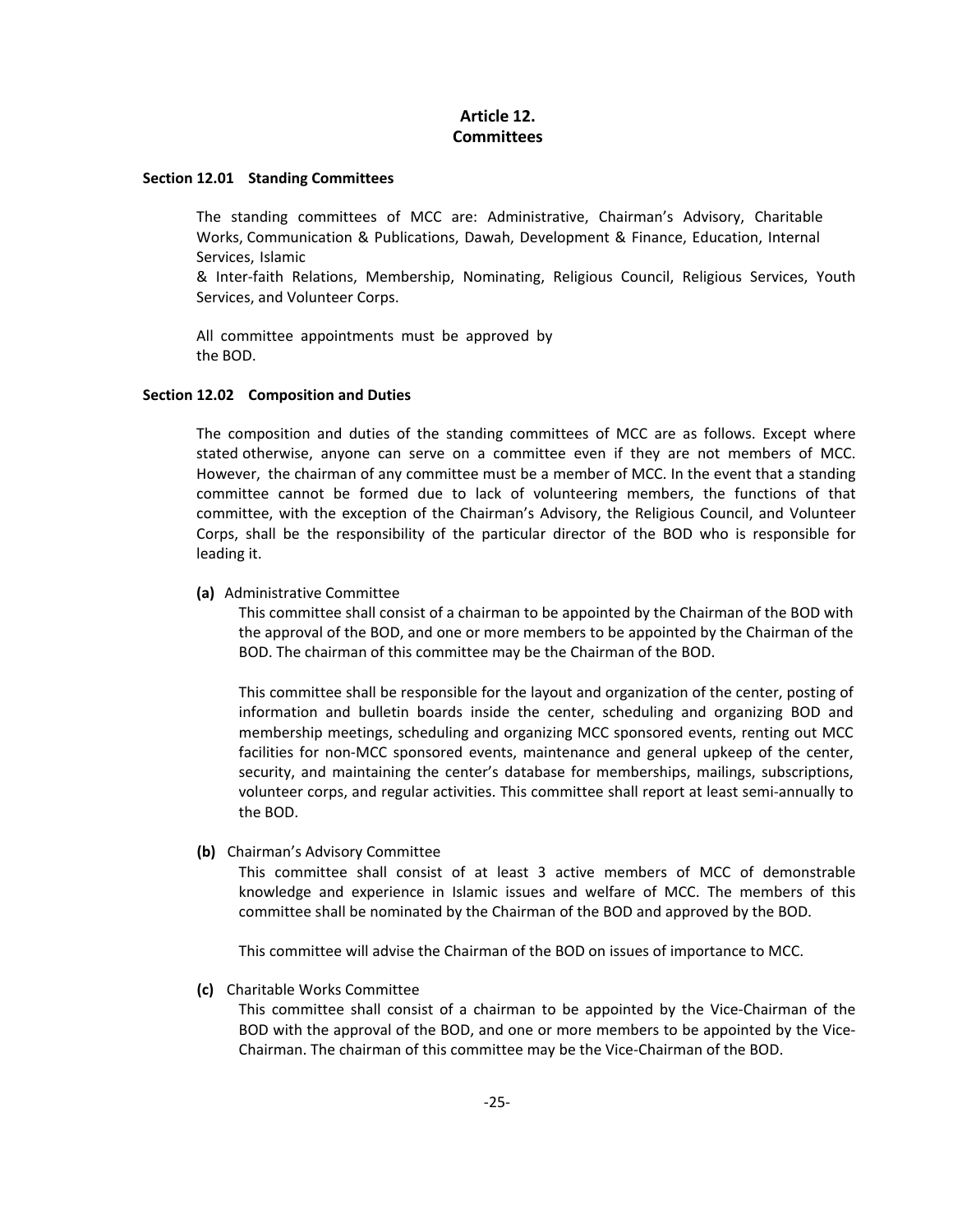# Article 12.
# Committees

### Section 12.01 Standing Committees

The standing committees of MCC are: Administrative, Chairman's Advisory, Charitable Works, Communication & Publications, Dawah, Development & Finance, Education, Internal Services, Islamic & Inter-faith Relations, Membership, Nominating, Religious Council, Religious Services, Youth Services, and Volunteer Corps.

All committee appointments must be approved by the BOD.

### Section 12.02 Composition and Duties

The composition and duties of the standing committees of MCC are as follows. Except where stated otherwise, anyone can serve on a committee even if they are not members of MCC. However, the chairman of any committee must be a member of MCC. In the event that a standing committee cannot be formed due to lack of volunteering members, the functions of that committee, with the exception of the Chairman's Advisory, the Religious Council, and Volunteer Corps, shall be the responsibility of the particular director of the BOD who is responsible for leading it.

**(a)** Administrative Committee

This committee shall consist of a chairman to be appointed by the Chairman of the BOD with the approval of the BOD, and one or more members to be appointed by the Chairman of the BOD. The chairman of this committee may be the Chairman of the BOD.

This committee shall be responsible for the layout and organization of the center, posting of information and bulletin boards inside the center, scheduling and organizing BOD and membership meetings, scheduling and organizing MCC sponsored events, renting out MCC facilities for non-MCC sponsored events, maintenance and general upkeep of the center, security, and maintaining the center's database for memberships, mailings, subscriptions, volunteer corps, and regular activities. This committee shall report at least semi-annually to the BOD.

**(b)** Chairman's Advisory Committee

This committee shall consist of at least 3 active members of MCC of demonstrable knowledge and experience in Islamic issues and welfare of MCC. The members of this committee shall be nominated by the Chairman of the BOD and approved by the BOD.

This committee will advise the Chairman of the BOD on issues of importance to MCC.

**(c)** Charitable Works Committee

This committee shall consist of a chairman to be appointed by the Vice-Chairman of the BOD with the approval of the BOD, and one or more members to be appointed by the Vice-Chairman. The chairman of this committee may be the Vice-Chairman of the BOD.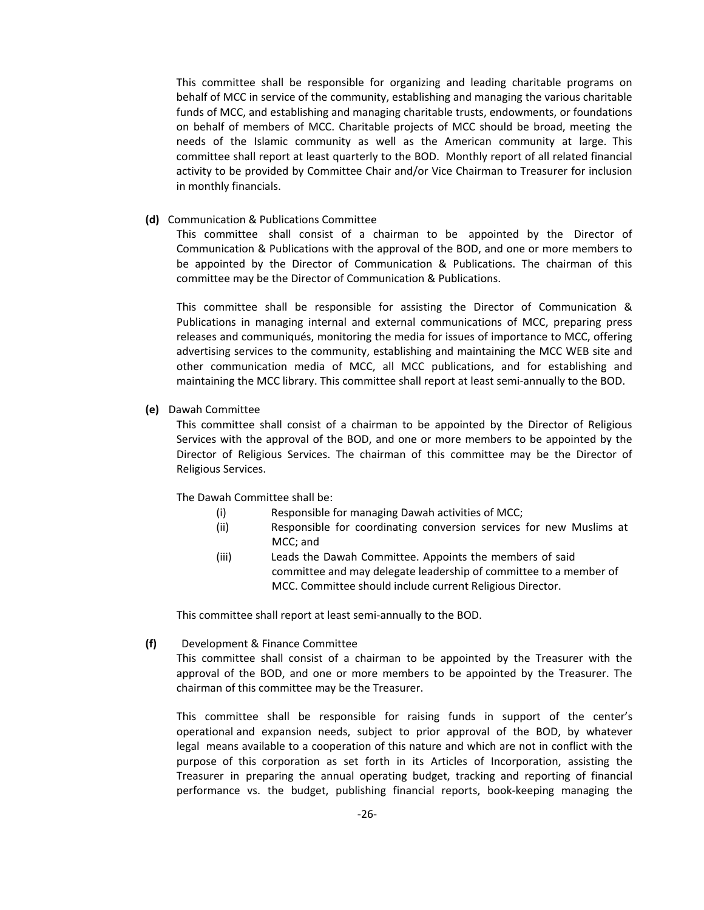This committee shall be responsible for organizing and leading charitable programs on behalf of MCC in service of the community, establishing and managing the various charitable funds of MCC, and establishing and managing charitable trusts, endowments, or foundations on behalf of members of MCC. Charitable projects of MCC should be broad, meeting the needs of the Islamic community as well as the American community at large. This committee shall report at least quarterly to the BOD. Monthly report of all related financial activity to be provided by Committee Chair and/or Vice Chairman to Treasurer for inclusion in monthly financials.

**(d)** Communication & Publications Committee

This committee shall consist of a chairman to be appointed by the Director of Communication & Publications with the approval of the BOD, and one or more members to be appointed by the Director of Communication & Publications. The chairman of this committee may be the Director of Communication & Publications.

This committee shall be responsible for assisting the Director of Communication & Publications in managing internal and external communications of MCC, preparing press releases and communiqués, monitoring the media for issues of importance to MCC, offering advertising services to the community, establishing and maintaining the MCC WEB site and other communication media of MCC, all MCC publications, and for establishing and maintaining the MCC library. This committee shall report at least semi-annually to the BOD.

**(e)** Dawah Committee

This committee shall consist of a chairman to be appointed by the Director of Religious Services with the approval of the BOD, and one or more members to be appointed by the Director of Religious Services. The chairman of this committee may be the Director of Religious Services.

The Dawah Committee shall be:

- (i) Responsible for managing Dawah activities of MCC;
- (ii) Responsible for coordinating conversion services for new Muslims at MCC; and
- (iii) Leads the Dawah Committee. Appoints the members of said committee and may delegate leadership of committee to a member of MCC. Committee should include current Religious Director.

This committee shall report at least semi-annually to the BOD.

**(f)** Development & Finance Committee

This committee shall consist of a chairman to be appointed by the Treasurer with the approval of the BOD, and one or more members to be appointed by the Treasurer. The chairman of this committee may be the Treasurer.

This committee shall be responsible for raising funds in support of the center's operational and expansion needs, subject to prior approval of the BOD, by whatever legal means available to a cooperation of this nature and which are not in conflict with the purpose of this corporation as set forth in its Articles of Incorporation, assisting the Treasurer in preparing the annual operating budget, tracking and reporting of financial performance vs. the budget, publishing financial reports, book-keeping managing the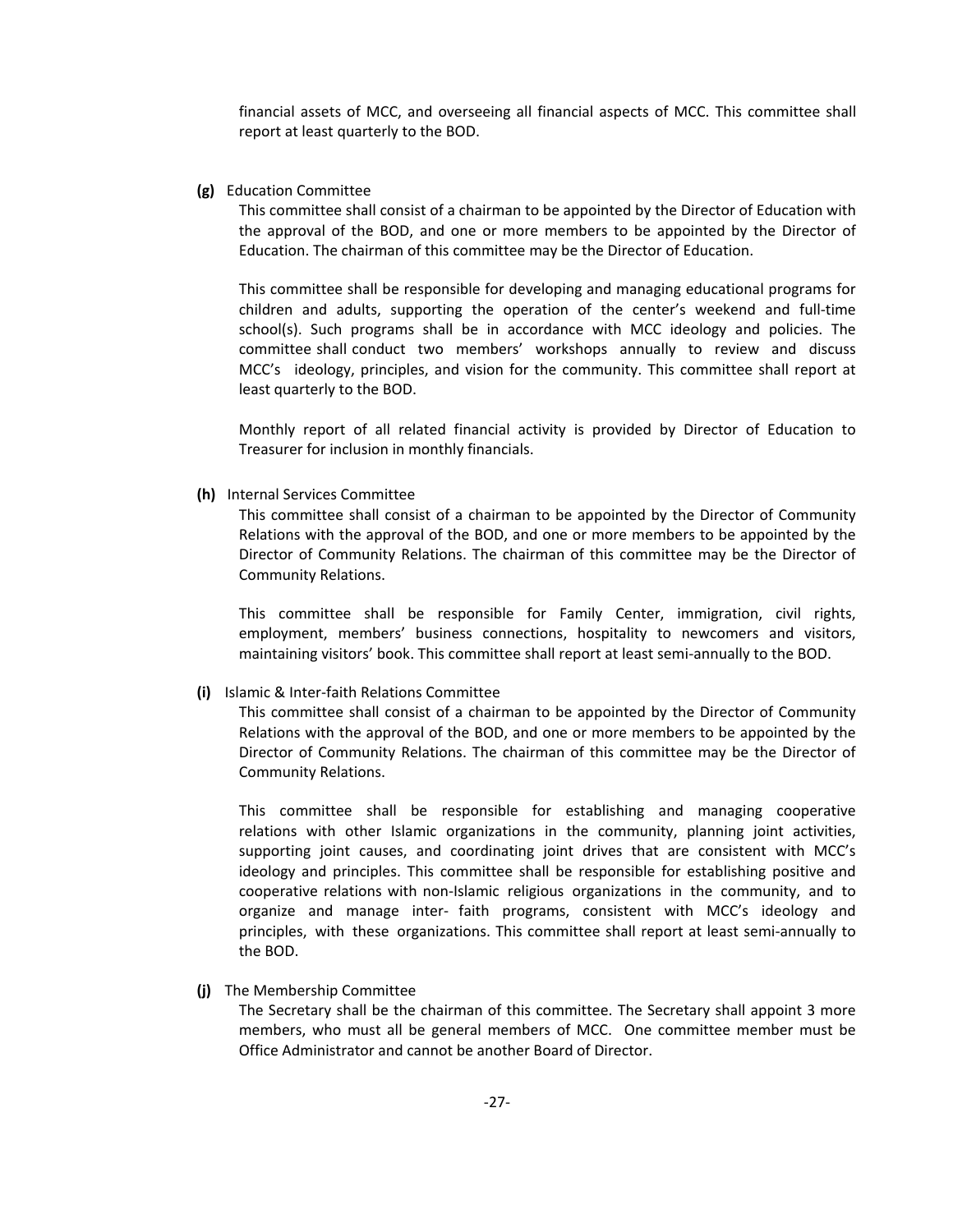financial assets of MCC, and overseeing all financial aspects of MCC. This committee shall report at least quarterly to the BOD.

**(g)** Education Committee

This committee shall consist of a chairman to be appointed by the Director of Education with the approval of the BOD, and one or more members to be appointed by the Director of Education. The chairman of this committee may be the Director of Education.

This committee shall be responsible for developing and managing educational programs for children and adults, supporting the operation of the center's weekend and full-time school(s). Such programs shall be in accordance with MCC ideology and policies. The committee shall conduct two members' workshops annually to review and discuss MCC's ideology, principles, and vision for the community. This committee shall report at least quarterly to the BOD.

Monthly report of all related financial activity is provided by Director of Education to Treasurer for inclusion in monthly financials.

**(h)** Internal Services Committee

This committee shall consist of a chairman to be appointed by the Director of Community Relations with the approval of the BOD, and one or more members to be appointed by the Director of Community Relations. The chairman of this committee may be the Director of Community Relations.

This committee shall be responsible for Family Center, immigration, civil rights, employment, members' business connections, hospitality to newcomers and visitors, maintaining visitors' book. This committee shall report at least semi-annually to the BOD.

**(i)** Islamic & Inter-faith Relations Committee

This committee shall consist of a chairman to be appointed by the Director of Community Relations with the approval of the BOD, and one or more members to be appointed by the Director of Community Relations. The chairman of this committee may be the Director of Community Relations.

This committee shall be responsible for establishing and managing cooperative relations with other Islamic organizations in the community, planning joint activities, supporting joint causes, and coordinating joint drives that are consistent with MCC's ideology and principles. This committee shall be responsible for establishing positive and cooperative relations with non-Islamic religious organizations in the community, and to organize and manage inter- faith programs, consistent with MCC's ideology and principles, with these organizations. This committee shall report at least semi-annually to the BOD.

**(j)** The Membership Committee

The Secretary shall be the chairman of this committee. The Secretary shall appoint 3 more members, who must all be general members of MCC. One committee member must be Office Administrator and cannot be another Board of Director.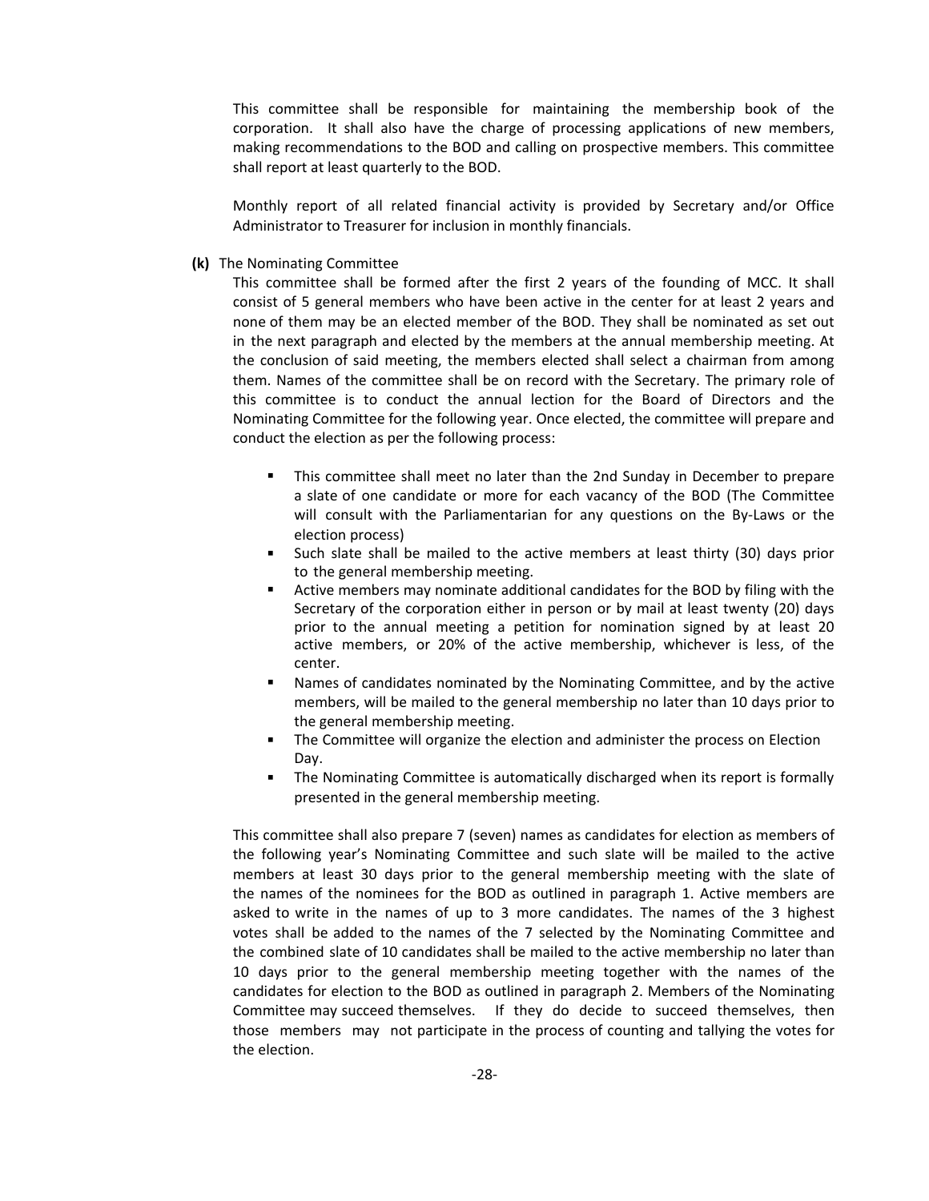This committee shall be responsible for maintaining the membership book of the corporation. It shall also have the charge of processing applications of new members, making recommendations to the BOD and calling on prospective members. This committee shall report at least quarterly to the BOD.

Monthly report of all related financial activity is provided by Secretary and/or Office Administrator to Treasurer for inclusion in monthly financials.

**(k)** The Nominating Committee

This committee shall be formed after the first 2 years of the founding of MCC. It shall consist of 5 general members who have been active in the center for at least 2 years and none of them may be an elected member of the BOD. They shall be nominated as set out in the next paragraph and elected by the members at the annual membership meeting. At the conclusion of said meeting, the members elected shall select a chairman from among them. Names of the committee shall be on record with the Secretary. The primary role of this committee is to conduct the annual lection for the Board of Directors and the Nominating Committee for the following year. Once elected, the committee will prepare and conduct the election as per the following process:

- This committee shall meet no later than the 2nd Sunday in December to prepare a slate of one candidate or more for each vacancy of the BOD (The Committee will consult with the Parliamentarian for any questions on the By-Laws or the election process)
- Such slate shall be mailed to the active members at least thirty (30) days prior to the general membership meeting.
- Active members may nominate additional candidates for the BOD by filing with the Secretary of the corporation either in person or by mail at least twenty (20) days prior to the annual meeting a petition for nomination signed by at least 20 active members, or 20% of the active membership, whichever is less, of the center.
- Names of candidates nominated by the Nominating Committee, and by the active members, will be mailed to the general membership no later than 10 days prior to the general membership meeting.
- The Committee will organize the election and administer the process on Election Day.
- The Nominating Committee is automatically discharged when its report is formally presented in the general membership meeting.

This committee shall also prepare 7 (seven) names as candidates for election as members of the following year's Nominating Committee and such slate will be mailed to the active members at least 30 days prior to the general membership meeting with the slate of the names of the nominees for the BOD as outlined in paragraph 1. Active members are asked to write in the names of up to 3 more candidates. The names of the 3 highest votes shall be added to the names of the 7 selected by the Nominating Committee and the combined slate of 10 candidates shall be mailed to the active membership no later than 10 days prior to the general membership meeting together with the names of the candidates for election to the BOD as outlined in paragraph 2. Members of the Nominating Committee may succeed themselves. If they do decide to succeed themselves, then those members may not participate in the process of counting and tallying the votes for the election.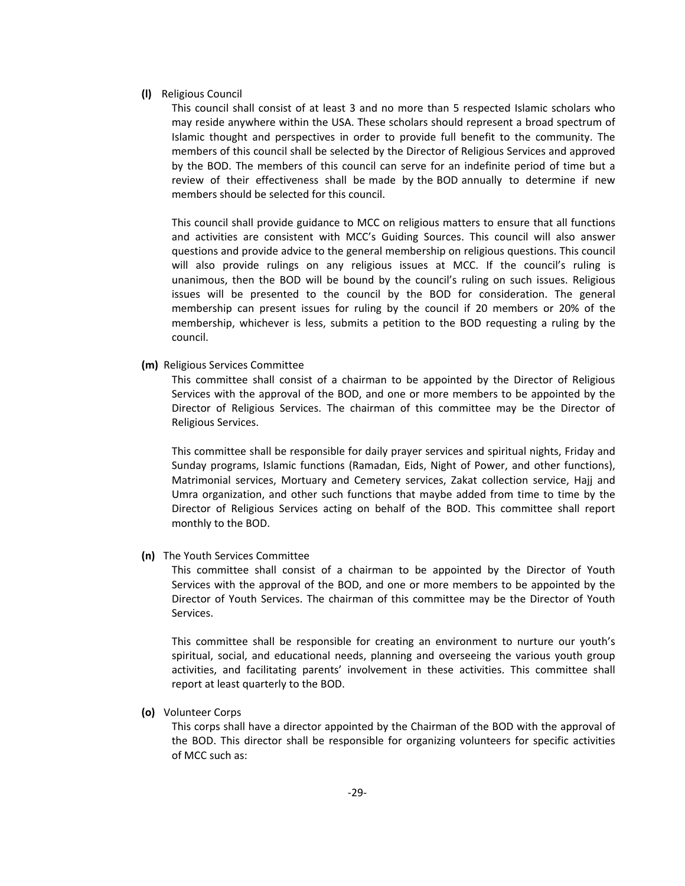**(l)** Religious Council

This council shall consist of at least 3 and no more than 5 respected Islamic scholars who may reside anywhere within the USA. These scholars should represent a broad spectrum of Islamic thought and perspectives in order to provide full benefit to the community. The members of this council shall be selected by the Director of Religious Services and approved by the BOD. The members of this council can serve for an indefinite period of time but a review of their effectiveness shall be made by the BOD annually to determine if new members should be selected for this council.

This council shall provide guidance to MCC on religious matters to ensure that all functions and activities are consistent with MCC's Guiding Sources. This council will also answer questions and provide advice to the general membership on religious questions. This council will also provide rulings on any religious issues at MCC. If the council's ruling is unanimous, then the BOD will be bound by the council's ruling on such issues. Religious issues will be presented to the council by the BOD for consideration. The general membership can present issues for ruling by the council if 20 members or 20% of the membership, whichever is less, submits a petition to the BOD requesting a ruling by the council.

**(m)** Religious Services Committee

This committee shall consist of a chairman to be appointed by the Director of Religious Services with the approval of the BOD, and one or more members to be appointed by the Director of Religious Services. The chairman of this committee may be the Director of Religious Services.

This committee shall be responsible for daily prayer services and spiritual nights, Friday and Sunday programs, Islamic functions (Ramadan, Eids, Night of Power, and other functions), Matrimonial services, Mortuary and Cemetery services, Zakat collection service, Hajj and Umra organization, and other such functions that maybe added from time to time by the Director of Religious Services acting on behalf of the BOD. This committee shall report monthly to the BOD.

**(n)** The Youth Services Committee

This committee shall consist of a chairman to be appointed by the Director of Youth Services with the approval of the BOD, and one or more members to be appointed by the Director of Youth Services. The chairman of this committee may be the Director of Youth Services.

This committee shall be responsible for creating an environment to nurture our youth's spiritual, social, and educational needs, planning and overseeing the various youth group activities, and facilitating parents' involvement in these activities. This committee shall report at least quarterly to the BOD.

**(o)** Volunteer Corps

This corps shall have a director appointed by the Chairman of the BOD with the approval of the BOD. This director shall be responsible for organizing volunteers for specific activities of MCC such as: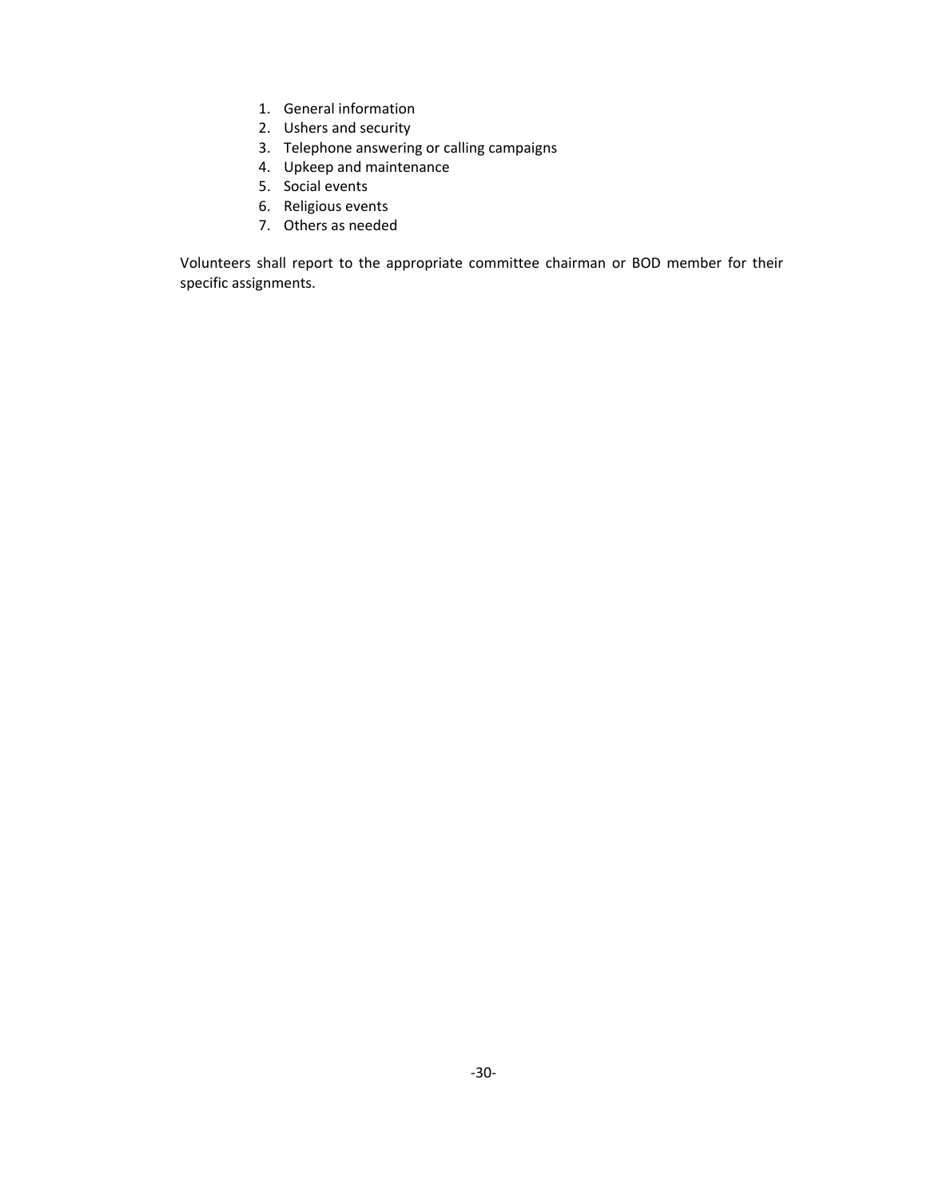1. General information
2. Ushers and security
3. Telephone answering or calling campaigns
4. Upkeep and maintenance
5. Social events
6. Religious events
7. Others as needed

Volunteers shall report to the appropriate committee chairman or BOD member for their specific assignments.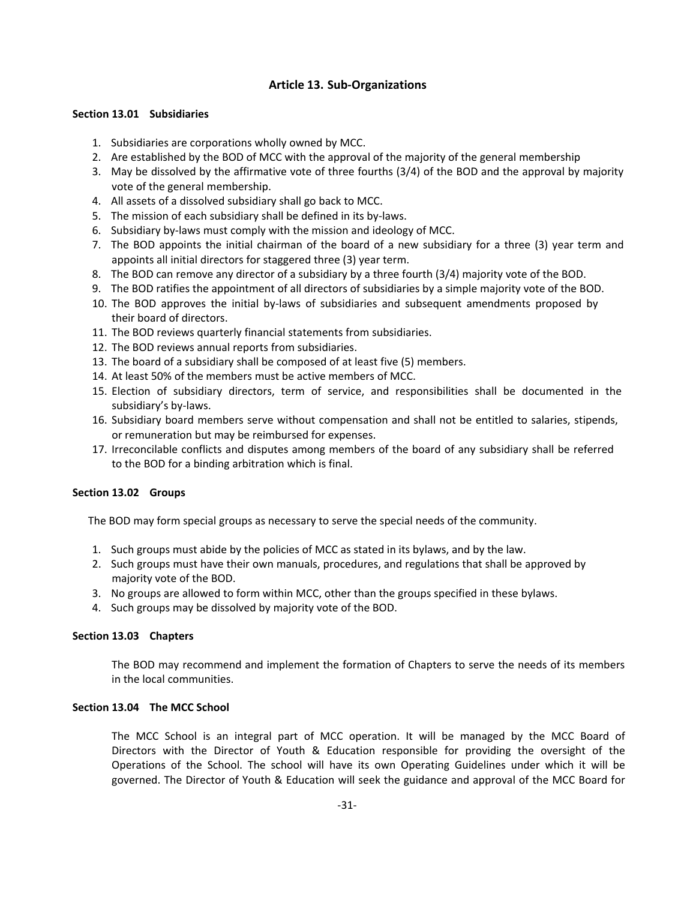## Article 13. Sub-Organizations

### Section 13.01 Subsidiaries

1. Subsidiaries are corporations wholly owned by MCC.
2. Are established by the BOD of MCC with the approval of the majority of the general membership
3. May be dissolved by the affirmative vote of three fourths (3/4) of the BOD and the approval by majority vote of the general membership.
4. All assets of a dissolved subsidiary shall go back to MCC.
5. The mission of each subsidiary shall be defined in its by-laws.
6. Subsidiary by-laws must comply with the mission and ideology of MCC.
7. The BOD appoints the initial chairman of the board of a new subsidiary for a three (3) year term and appoints all initial directors for staggered three (3) year term.
8. The BOD can remove any director of a subsidiary by a three fourth (3/4) majority vote of the BOD.
9. The BOD ratifies the appointment of all directors of subsidiaries by a simple majority vote of the BOD.
10. The BOD approves the initial by-laws of subsidiaries and subsequent amendments proposed by their board of directors.
11. The BOD reviews quarterly financial statements from subsidiaries.
12. The BOD reviews annual reports from subsidiaries.
13. The board of a subsidiary shall be composed of at least five (5) members.
14. At least 50% of the members must be active members of MCC.
15. Election of subsidiary directors, term of service, and responsibilities shall be documented in the subsidiary's by-laws.
16. Subsidiary board members serve without compensation and shall not be entitled to salaries, stipends, or remuneration but may be reimbursed for expenses.
17. Irreconcilable conflicts and disputes among members of the board of any subsidiary shall be referred to the BOD for a binding arbitration which is final.

### Section 13.02 Groups

The BOD may form special groups as necessary to serve the special needs of the community.

1. Such groups must abide by the policies of MCC as stated in its bylaws, and by the law.
2. Such groups must have their own manuals, procedures, and regulations that shall be approved by majority vote of the BOD.
3. No groups are allowed to form within MCC, other than the groups specified in these bylaws.
4. Such groups may be dissolved by majority vote of the BOD.

### Section 13.03 Chapters

The BOD may recommend and implement the formation of Chapters to serve the needs of its members in the local communities.

### Section 13.04 The MCC School

The MCC School is an integral part of MCC operation. It will be managed by the MCC Board of Directors with the Director of Youth & Education responsible for providing the oversight of the Operations of the School. The school will have its own Operating Guidelines under which it will be governed. The Director of Youth & Education will seek the guidance and approval of the MCC Board for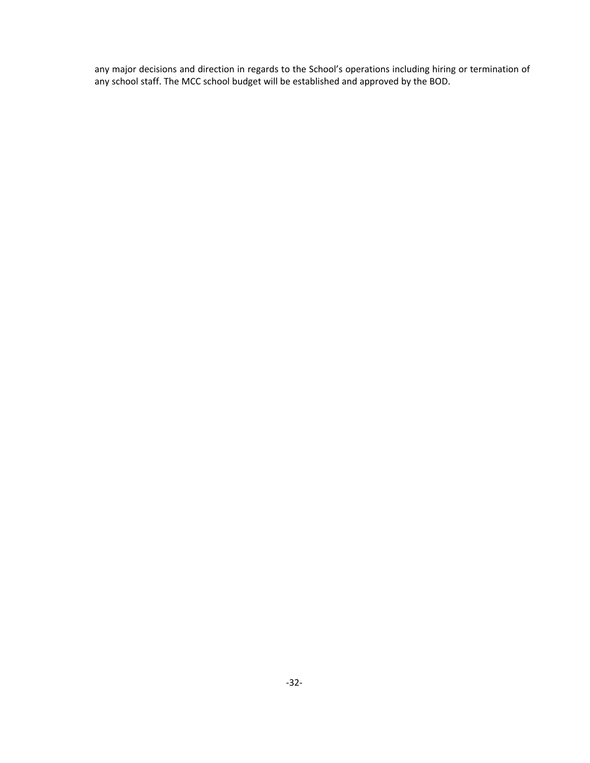any major decisions and direction in regards to the School's operations including hiring or termination of any school staff. The MCC school budget will be established and approved by the BOD.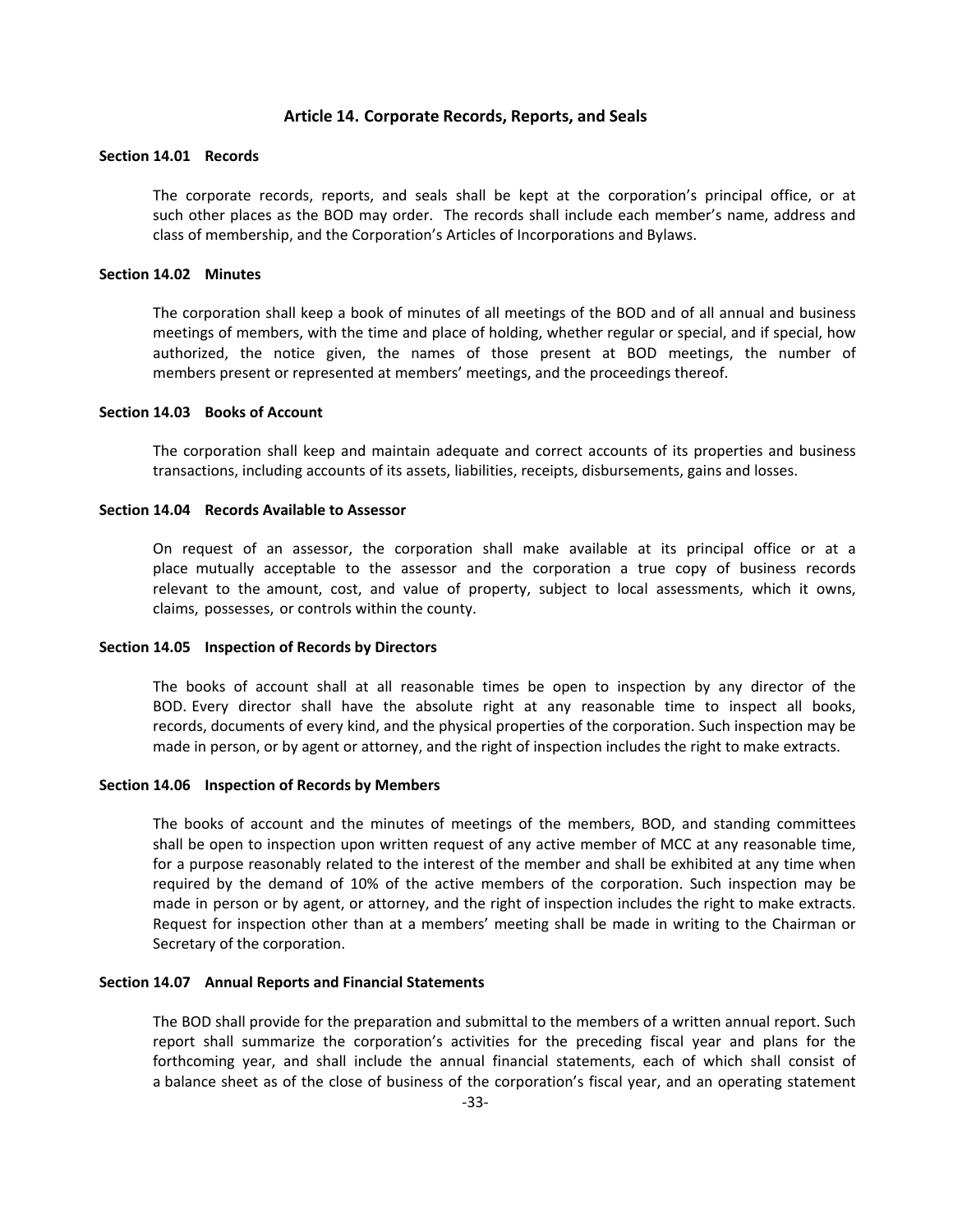## Article 14. Corporate Records, Reports, and Seals

### Section 14.01 Records

The corporate records, reports, and seals shall be kept at the corporation's principal office, or at such other places as the BOD may order. The records shall include each member's name, address and class of membership, and the Corporation's Articles of Incorporations and Bylaws.

### Section 14.02 Minutes

The corporation shall keep a book of minutes of all meetings of the BOD and of all annual and business meetings of members, with the time and place of holding, whether regular or special, and if special, how authorized, the notice given, the names of those present at BOD meetings, the number of members present or represented at members' meetings, and the proceedings thereof.

### Section 14.03 Books of Account

The corporation shall keep and maintain adequate and correct accounts of its properties and business transactions, including accounts of its assets, liabilities, receipts, disbursements, gains and losses.

### Section 14.04 Records Available to Assessor

On request of an assessor, the corporation shall make available at its principal office or at a place mutually acceptable to the assessor and the corporation a true copy of business records relevant to the amount, cost, and value of property, subject to local assessments, which it owns, claims, possesses, or controls within the county.

### Section 14.05 Inspection of Records by Directors

The books of account shall at all reasonable times be open to inspection by any director of the BOD. Every director shall have the absolute right at any reasonable time to inspect all books, records, documents of every kind, and the physical properties of the corporation. Such inspection may be made in person, or by agent or attorney, and the right of inspection includes the right to make extracts.

### Section 14.06 Inspection of Records by Members

The books of account and the minutes of meetings of the members, BOD, and standing committees shall be open to inspection upon written request of any active member of MCC at any reasonable time, for a purpose reasonably related to the interest of the member and shall be exhibited at any time when required by the demand of 10% of the active members of the corporation. Such inspection may be made in person or by agent, or attorney, and the right of inspection includes the right to make extracts. Request for inspection other than at a members' meeting shall be made in writing to the Chairman or Secretary of the corporation.

### Section 14.07 Annual Reports and Financial Statements

The BOD shall provide for the preparation and submittal to the members of a written annual report. Such report shall summarize the corporation's activities for the preceding fiscal year and plans for the forthcoming year, and shall include the annual financial statements, each of which shall consist of a balance sheet as of the close of business of the corporation's fiscal year, and an operating statement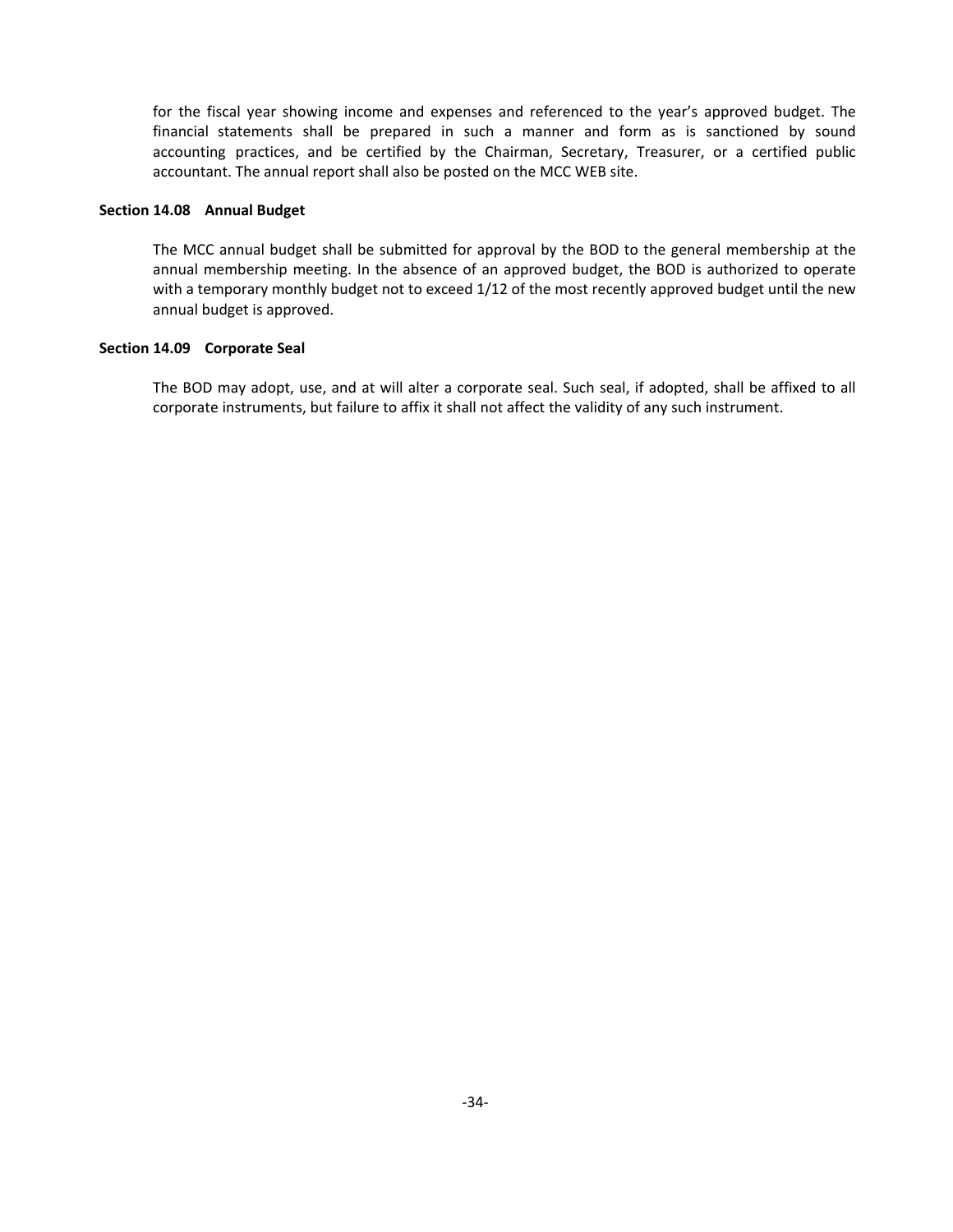for the fiscal year showing income and expenses and referenced to the year's approved budget. The financial statements shall be prepared in such a manner and form as is sanctioned by sound accounting practices, and be certified by the Chairman, Secretary, Treasurer, or a certified public accountant. The annual report shall also be posted on the MCC WEB site.

**Section 14.08 Annual Budget**

The MCC annual budget shall be submitted for approval by the BOD to the general membership at the annual membership meeting. In the absence of an approved budget, the BOD is authorized to operate with a temporary monthly budget not to exceed 1/12 of the most recently approved budget until the new annual budget is approved.

**Section 14.09 Corporate Seal**

The BOD may adopt, use, and at will alter a corporate seal. Such seal, if adopted, shall be affixed to all corporate instruments, but failure to affix it shall not affect the validity of any such instrument.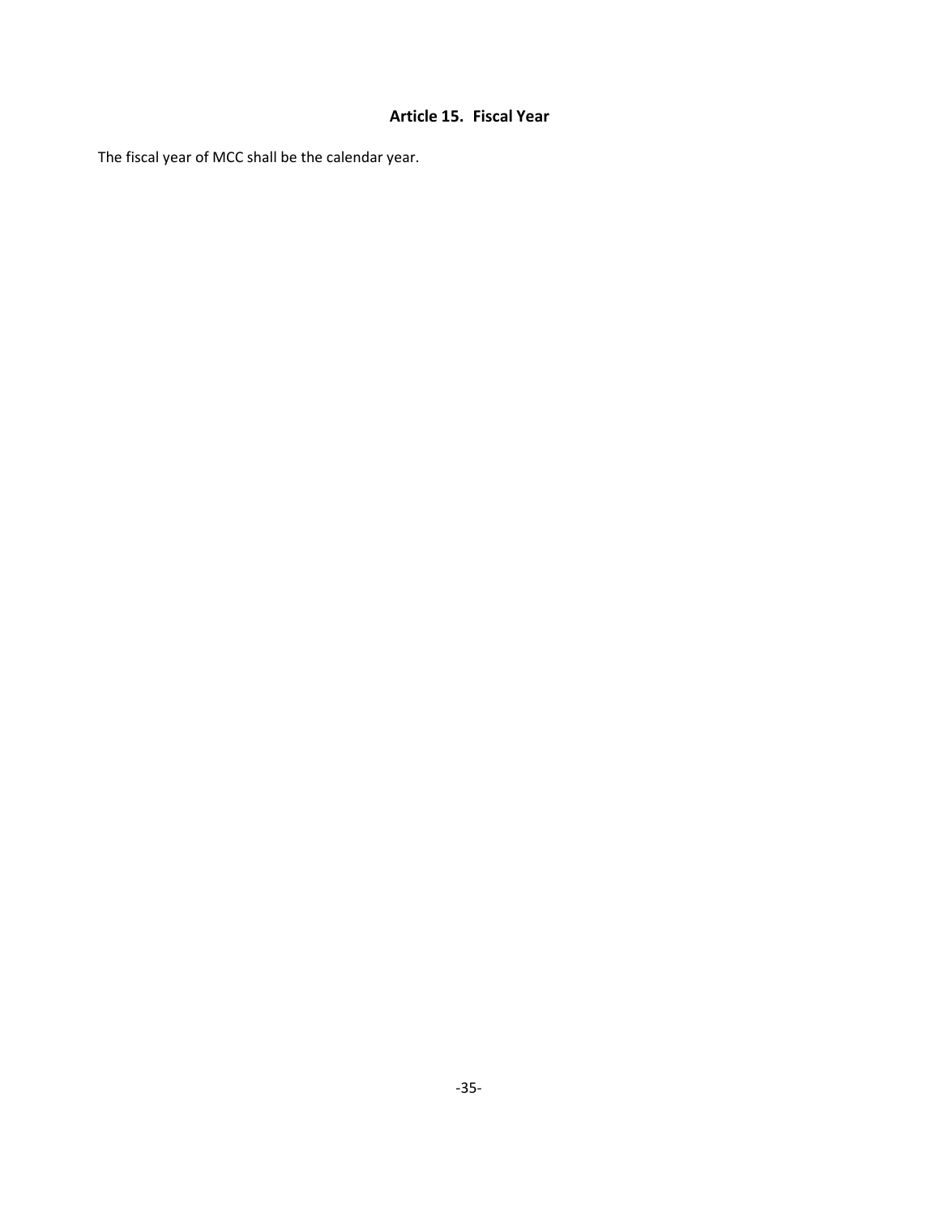## Article 15. Fiscal Year

The fiscal year of MCC shall be the calendar year.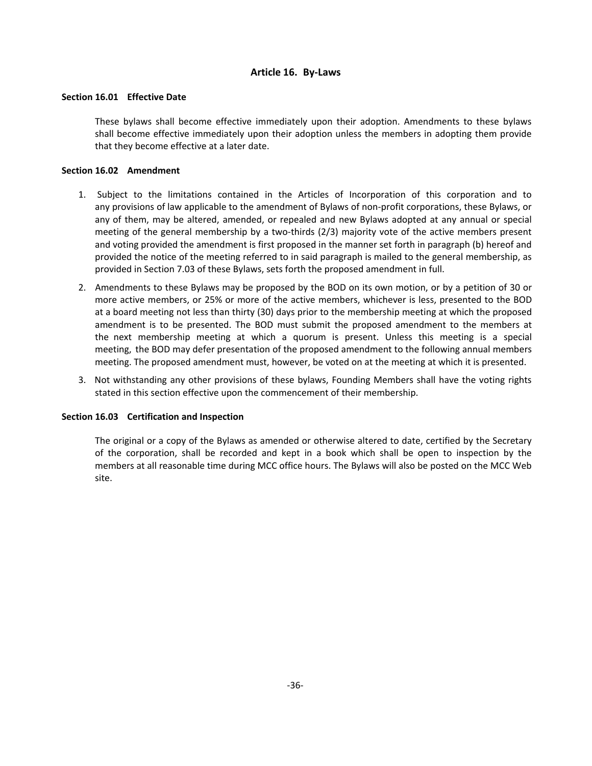## Article 16. By-Laws

### Section 16.01 Effective Date

These bylaws shall become effective immediately upon their adoption. Amendments to these bylaws shall become effective immediately upon their adoption unless the members in adopting them provide that they become effective at a later date.

### Section 16.02 Amendment

1. Subject to the limitations contained in the Articles of Incorporation of this corporation and to any provisions of law applicable to the amendment of Bylaws of non-profit corporations, these Bylaws, or any of them, may be altered, amended, or repealed and new Bylaws adopted at any annual or special meeting of the general membership by a two-thirds (2/3) majority vote of the active members present and voting provided the amendment is first proposed in the manner set forth in paragraph (b) hereof and provided the notice of the meeting referred to in said paragraph is mailed to the general membership, as provided in Section 7.03 of these Bylaws, sets forth the proposed amendment in full.
2. Amendments to these Bylaws may be proposed by the BOD on its own motion, or by a petition of 30 or more active members, or 25% or more of the active members, whichever is less, presented to the BOD at a board meeting not less than thirty (30) days prior to the membership meeting at which the proposed amendment is to be presented. The BOD must submit the proposed amendment to the members at the next membership meeting at which a quorum is present. Unless this meeting is a special meeting, the BOD may defer presentation of the proposed amendment to the following annual members meeting. The proposed amendment must, however, be voted on at the meeting at which it is presented.
3. Not withstanding any other provisions of these bylaws, Founding Members shall have the voting rights stated in this section effective upon the commencement of their membership.

### Section 16.03 Certification and Inspection

The original or a copy of the Bylaws as amended or otherwise altered to date, certified by the Secretary of the corporation, shall be recorded and kept in a book which shall be open to inspection by the members at all reasonable time during MCC office hours. The Bylaws will also be posted on the MCC Web site.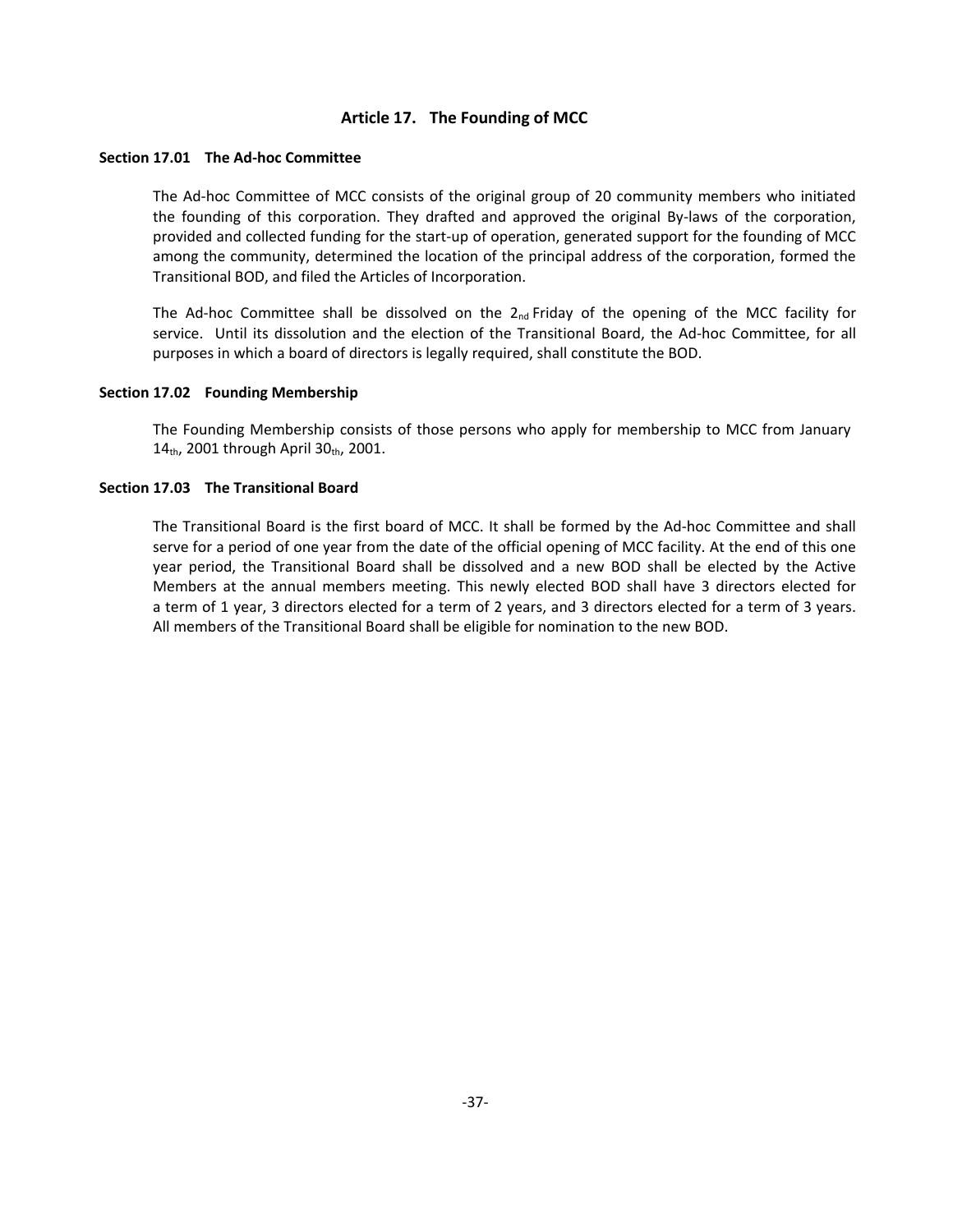## Article 17. The Founding of MCC

### Section 17.01 The Ad-hoc Committee

The Ad-hoc Committee of MCC consists of the original group of 20 community members who initiated the founding of this corporation. They drafted and approved the original By-laws of the corporation, provided and collected funding for the start-up of operation, generated support for the founding of MCC among the community, determined the location of the principal address of the corporation, formed the Transitional BOD, and filed the Articles of Incorporation.

The Ad-hoc Committee shall be dissolved on the $2_{nd}$ Friday of the opening of the MCC facility for service. Until its dissolution and the election of the Transitional Board, the Ad-hoc Committee, for all purposes in which a board of directors is legally required, shall constitute the BOD.

### Section 17.02 Founding Membership

The Founding Membership consists of those persons who apply for membership to MCC from January $14_{th}$, 2001 through April $30_{th}$, 2001.

### Section 17.03 The Transitional Board

The Transitional Board is the first board of MCC. It shall be formed by the Ad-hoc Committee and shall serve for a period of one year from the date of the official opening of MCC facility. At the end of this one year period, the Transitional Board shall be dissolved and a new BOD shall be elected by the Active Members at the annual members meeting. This newly elected BOD shall have 3 directors elected for a term of 1 year, 3 directors elected for a term of 2 years, and 3 directors elected for a term of 3 years. All members of the Transitional Board shall be eligible for nomination to the new BOD.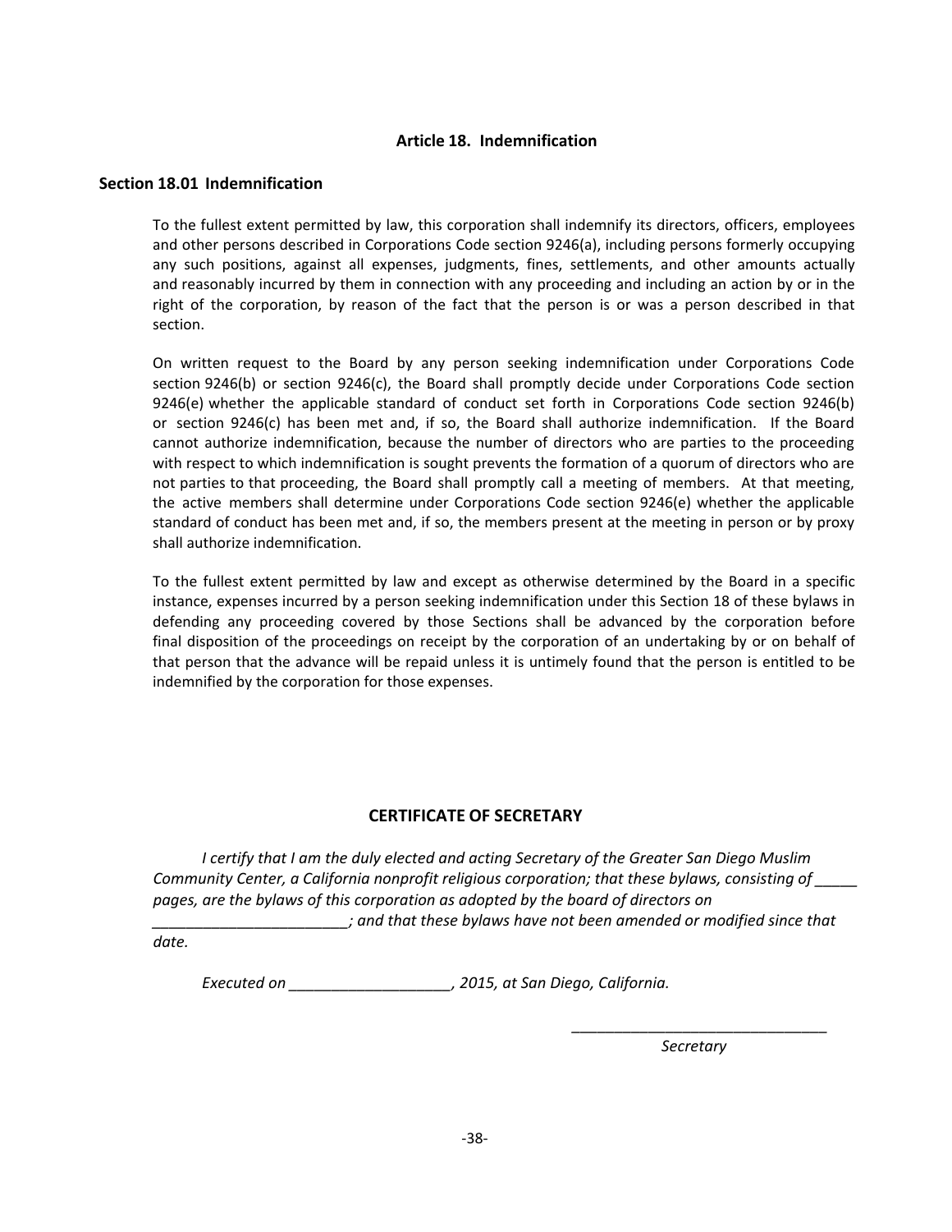## Article 18. Indemnification

### Section 18.01 Indemnification

To the fullest extent permitted by law, this corporation shall indemnify its directors, officers, employees and other persons described in Corporations Code section 9246(a), including persons formerly occupying any such positions, against all expenses, judgments, fines, settlements, and other amounts actually and reasonably incurred by them in connection with any proceeding and including an action by or in the right of the corporation, by reason of the fact that the person is or was a person described in that section.

On written request to the Board by any person seeking indemnification under Corporations Code section 9246(b) or section 9246(c), the Board shall promptly decide under Corporations Code section 9246(e) whether the applicable standard of conduct set forth in Corporations Code section 9246(b) or section 9246(c) has been met and, if so, the Board shall authorize indemnification. If the Board cannot authorize indemnification, because the number of directors who are parties to the proceeding with respect to which indemnification is sought prevents the formation of a quorum of directors who are not parties to that proceeding, the Board shall promptly call a meeting of members. At that meeting, the active members shall determine under Corporations Code section 9246(e) whether the applicable standard of conduct has been met and, if so, the members present at the meeting in person or by proxy shall authorize indemnification.

To the fullest extent permitted by law and except as otherwise determined by the Board in a specific instance, expenses incurred by a person seeking indemnification under this Section 18 of these bylaws in defending any proceeding covered by those Sections shall be advanced by the corporation before final disposition of the proceedings on receipt by the corporation of an undertaking by or on behalf of that person that the advance will be repaid unless it is untimely found that the person is entitled to be indemnified by the corporation for those expenses.

## CERTIFICATE OF SECRETARY

*I certify that I am the duly elected and acting Secretary of the Greater San Diego Muslim Community Center, a California nonprofit religious corporation; that these bylaws, consisting of _____ pages, are the bylaws of this corporation as adopted by the board of directors on _______________________; and that these bylaws have not been amended or modified since that date.*

*Executed on ___________________, 2015, at San Diego, California.*

_______________________________

*Secretary*